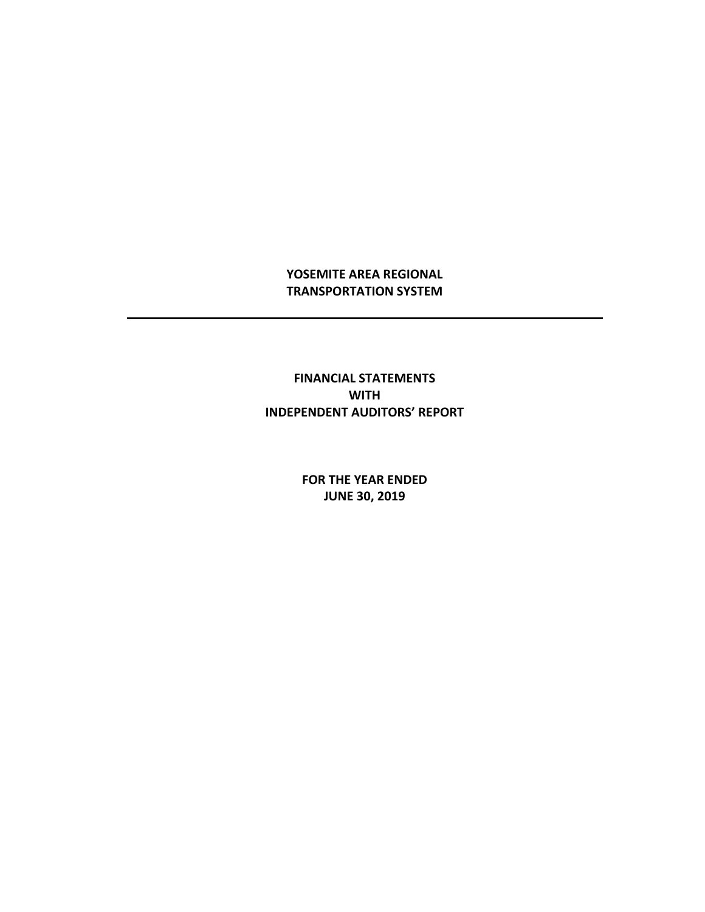# YOSEMITE AREA REGIONAL TRANSPORTATION SYSTEM

---

## FINANCIAL STATEMENTS WITH INDEPENDENT AUDITORS' REPORT

**FOR THE YEAR ENDED JUNE 30, 2019**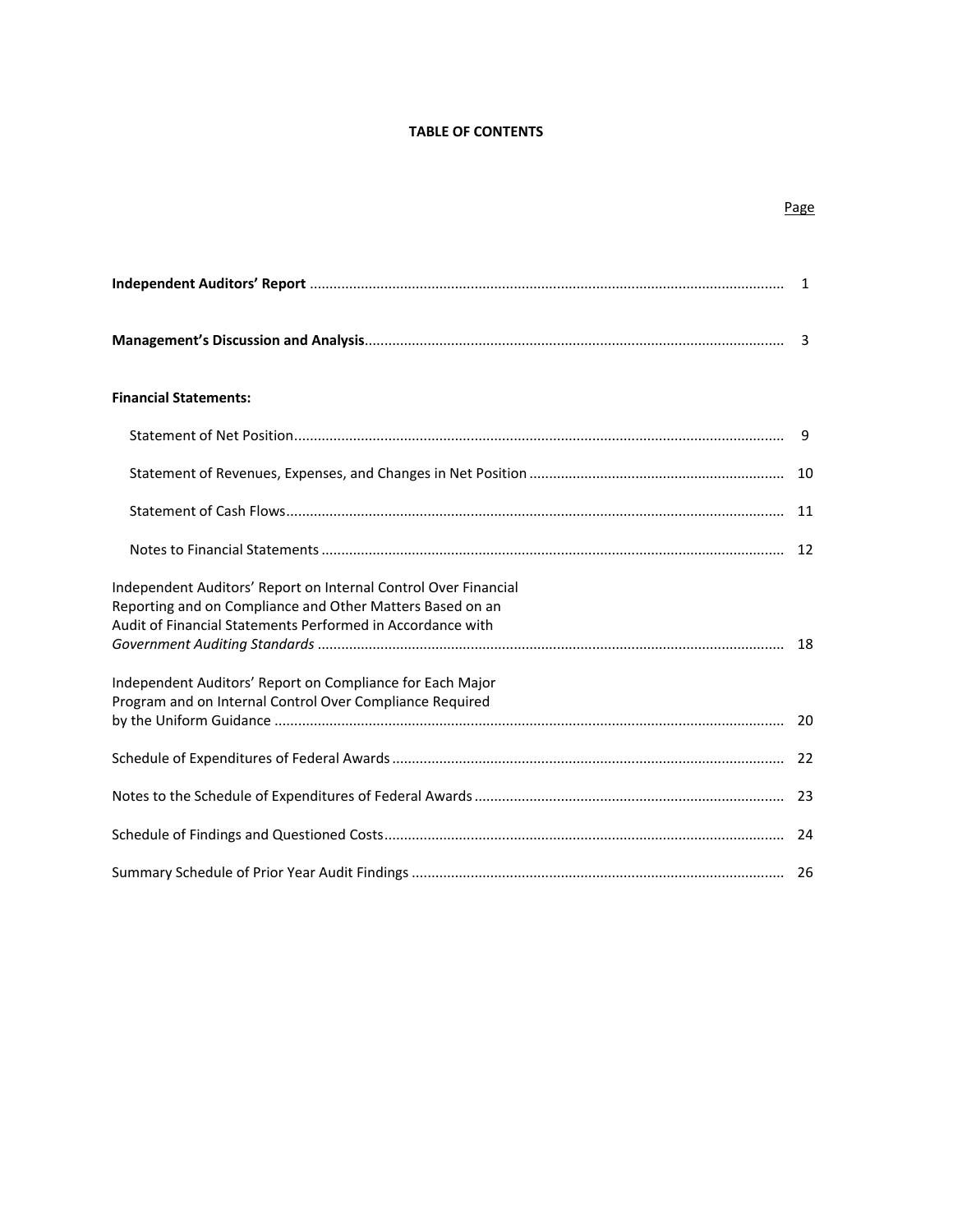# TABLE OF CONTENTS

| | Page |
|---|---|
| **Independent Auditors' Report** | 1 |
| **Management's Discussion and Analysis** | 3 |
| **Financial Statements:** | |
| Statement of Net Position | 9 |
| Statement of Revenues, Expenses, and Changes in Net Position | 10 |
| Statement of Cash Flows | 11 |
| Notes to Financial Statements | 12 |
| Independent Auditors' Report on Internal Control Over Financial Reporting and on Compliance and Other Matters Based on an Audit of Financial Statements Performed in Accordance with *Government Auditing Standards* | 18 |
| Independent Auditors' Report on Compliance for Each Major Program and on Internal Control Over Compliance Required by the Uniform Guidance | 20 |
| Schedule of Expenditures of Federal Awards | 22 |
| Notes to the Schedule of Expenditures of Federal Awards | 23 |
| Schedule of Findings and Questioned Costs | 24 |
| Summary Schedule of Prior Year Audit Findings | 26 |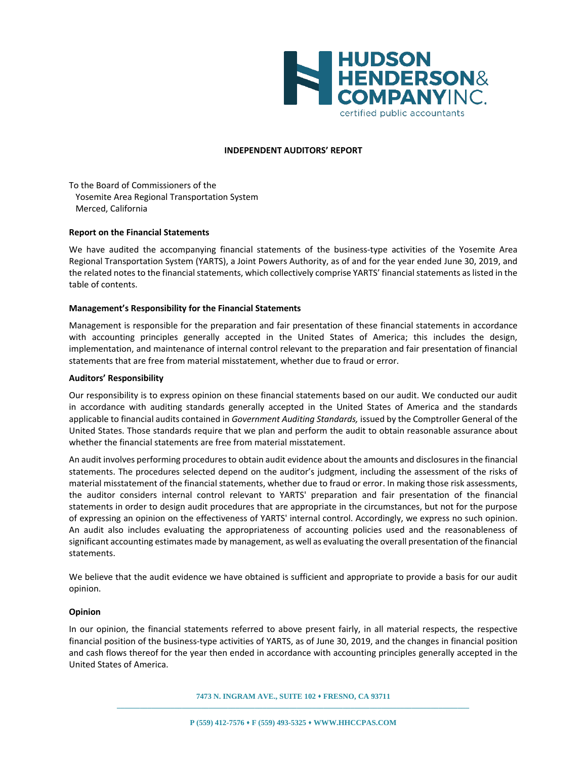HUDSON HENDERSON& COMPANYINC.

certified public accountants

## INDEPENDENT AUDITORS' REPORT

To the Board of Commissioners of the
Yosemite Area Regional Transportation System
Merced, California

### Report on the Financial Statements

We have audited the accompanying financial statements of the business-type activities of the Yosemite Area Regional Transportation System (YARTS), a Joint Powers Authority, as of and for the year ended June 30, 2019, and the related notes to the financial statements, which collectively comprise YARTS' financial statements as listed in the table of contents.

### Management's Responsibility for the Financial Statements

Management is responsible for the preparation and fair presentation of these financial statements in accordance with accounting principles generally accepted in the United States of America; this includes the design, implementation, and maintenance of internal control relevant to the preparation and fair presentation of financial statements that are free from material misstatement, whether due to fraud or error.

### Auditors' Responsibility

Our responsibility is to express opinion on these financial statements based on our audit. We conducted our audit in accordance with auditing standards generally accepted in the United States of America and the standards applicable to financial audits contained in *Government Auditing Standards,* issued by the Comptroller General of the United States. Those standards require that we plan and perform the audit to obtain reasonable assurance about whether the financial statements are free from material misstatement.

An audit involves performing procedures to obtain audit evidence about the amounts and disclosures in the financial statements. The procedures selected depend on the auditor's judgment, including the assessment of the risks of material misstatement of the financial statements, whether due to fraud or error. In making those risk assessments, the auditor considers internal control relevant to YARTS' preparation and fair presentation of the financial statements in order to design audit procedures that are appropriate in the circumstances, but not for the purpose of expressing an opinion on the effectiveness of YARTS' internal control. Accordingly, we express no such opinion. An audit also includes evaluating the appropriateness of accounting policies used and the reasonableness of significant accounting estimates made by management, as well as evaluating the overall presentation of the financial statements.

We believe that the audit evidence we have obtained is sufficient and appropriate to provide a basis for our audit opinion.

### Opinion

In our opinion, the financial statements referred to above present fairly, in all material respects, the respective financial position of the business-type activities of YARTS, as of June 30, 2019, and the changes in financial position and cash flows thereof for the year then ended in accordance with accounting principles generally accepted in the United States of America.

7473 N. INGRAM AVE., SUITE 102 ♦ FRESNO, CA 93711

P (559) 412-7576 ♦ F (559) 493-5325 ♦ WWW.HHCCPAS.COM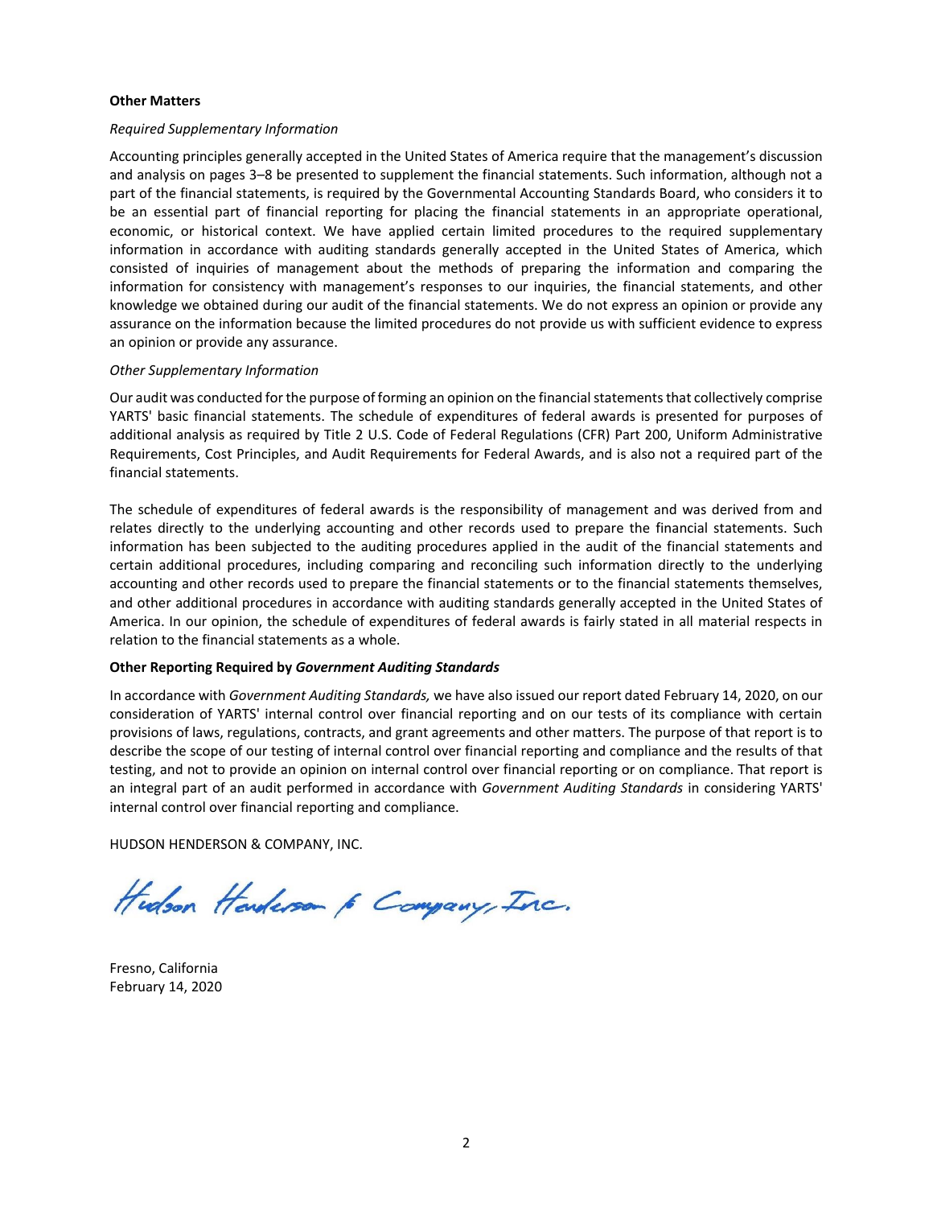**Other Matters**

*Required Supplementary Information*

Accounting principles generally accepted in the United States of America require that the management's discussion and analysis on pages 3–8 be presented to supplement the financial statements. Such information, although not a part of the financial statements, is required by the Governmental Accounting Standards Board, who considers it to be an essential part of financial reporting for placing the financial statements in an appropriate operational, economic, or historical context. We have applied certain limited procedures to the required supplementary information in accordance with auditing standards generally accepted in the United States of America, which consisted of inquiries of management about the methods of preparing the information and comparing the information for consistency with management's responses to our inquiries, the financial statements, and other knowledge we obtained during our audit of the financial statements. We do not express an opinion or provide any assurance on the information because the limited procedures do not provide us with sufficient evidence to express an opinion or provide any assurance.

*Other Supplementary Information*

Our audit was conducted for the purpose of forming an opinion on the financial statements that collectively comprise YARTS' basic financial statements. The schedule of expenditures of federal awards is presented for purposes of additional analysis as required by Title 2 U.S. Code of Federal Regulations (CFR) Part 200, Uniform Administrative Requirements, Cost Principles, and Audit Requirements for Federal Awards, and is also not a required part of the financial statements.

The schedule of expenditures of federal awards is the responsibility of management and was derived from and relates directly to the underlying accounting and other records used to prepare the financial statements. Such information has been subjected to the auditing procedures applied in the audit of the financial statements and certain additional procedures, including comparing and reconciling such information directly to the underlying accounting and other records used to prepare the financial statements or to the financial statements themselves, and other additional procedures in accordance with auditing standards generally accepted in the United States of America. In our opinion, the schedule of expenditures of federal awards is fairly stated in all material respects in relation to the financial statements as a whole.

**Other Reporting Required by *Government Auditing Standards***

In accordance with *Government Auditing Standards,* we have also issued our report dated February 14, 2020, on our consideration of YARTS' internal control over financial reporting and on our tests of its compliance with certain provisions of laws, regulations, contracts, and grant agreements and other matters. The purpose of that report is to describe the scope of our testing of internal control over financial reporting and compliance and the results of that testing, and not to provide an opinion on internal control over financial reporting or on compliance. That report is an integral part of an audit performed in accordance with *Government Auditing Standards* in considering YARTS' internal control over financial reporting and compliance.

HUDSON HENDERSON & COMPANY, INC.

Hudson Henderson & Company, Inc.

Fresno, California
February 14, 2020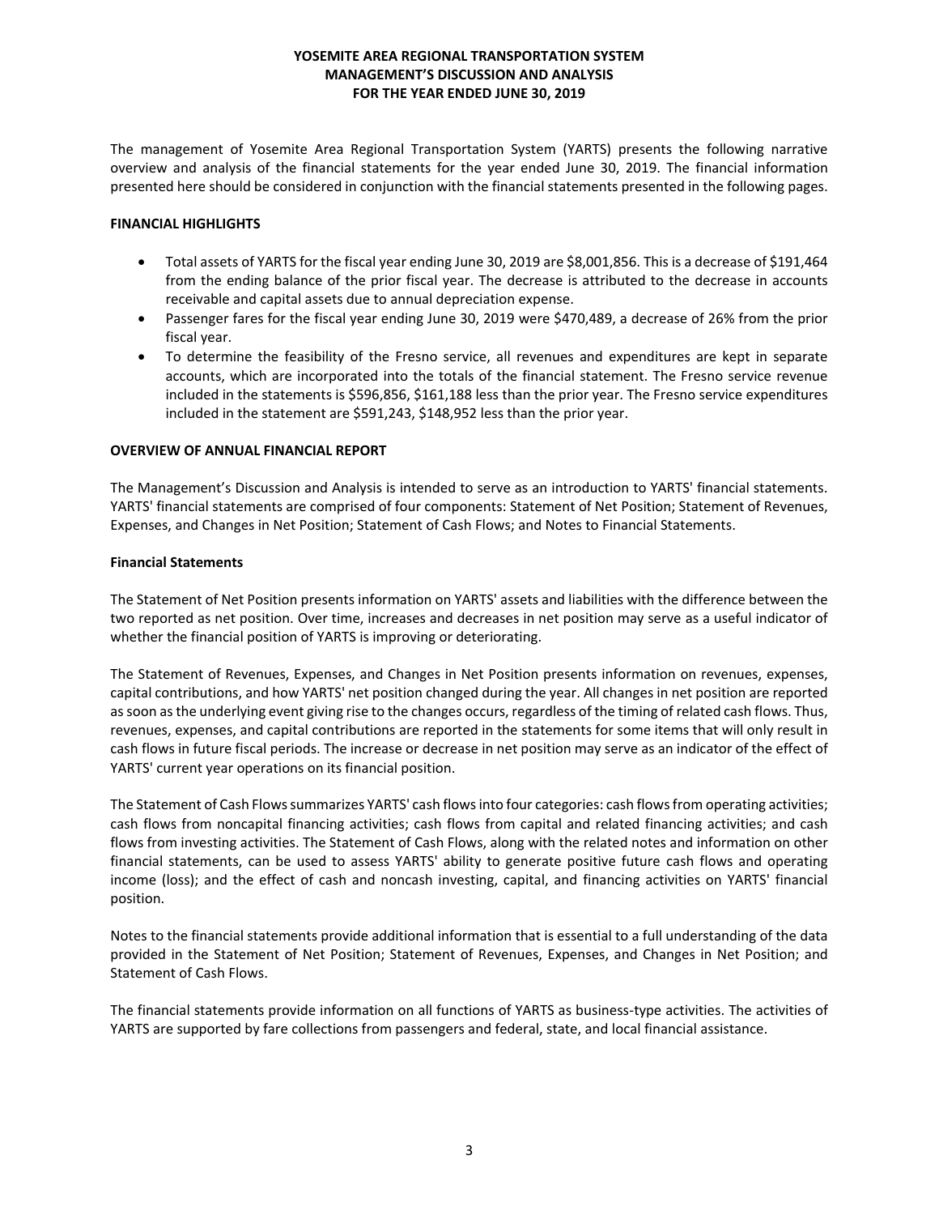# YOSEMITE AREA REGIONAL TRANSPORTATION SYSTEM
## MANAGEMENT'S DISCUSSION AND ANALYSIS
## FOR THE YEAR ENDED JUNE 30, 2019

The management of Yosemite Area Regional Transportation System (YARTS) presents the following narrative overview and analysis of the financial statements for the year ended June 30, 2019. The financial information presented here should be considered in conjunction with the financial statements presented in the following pages.

**FINANCIAL HIGHLIGHTS**

- Total assets of YARTS for the fiscal year ending June 30, 2019 are $8,001,856. This is a decrease of $191,464 from the ending balance of the prior fiscal year. The decrease is attributed to the decrease in accounts receivable and capital assets due to annual depreciation expense.
- Passenger fares for the fiscal year ending June 30, 2019 were $470,489, a decrease of 26% from the prior fiscal year.
- To determine the feasibility of the Fresno service, all revenues and expenditures are kept in separate accounts, which are incorporated into the totals of the financial statement. The Fresno service revenue included in the statements is $596,856, $161,188 less than the prior year. The Fresno service expenditures included in the statement are $591,243, $148,952 less than the prior year.

**OVERVIEW OF ANNUAL FINANCIAL REPORT**

The Management's Discussion and Analysis is intended to serve as an introduction to YARTS' financial statements. YARTS' financial statements are comprised of four components: Statement of Net Position; Statement of Revenues, Expenses, and Changes in Net Position; Statement of Cash Flows; and Notes to Financial Statements.

**Financial Statements**

The Statement of Net Position presents information on YARTS' assets and liabilities with the difference between the two reported as net position. Over time, increases and decreases in net position may serve as a useful indicator of whether the financial position of YARTS is improving or deteriorating.

The Statement of Revenues, Expenses, and Changes in Net Position presents information on revenues, expenses, capital contributions, and how YARTS' net position changed during the year. All changes in net position are reported as soon as the underlying event giving rise to the changes occurs, regardless of the timing of related cash flows. Thus, revenues, expenses, and capital contributions are reported in the statements for some items that will only result in cash flows in future fiscal periods. The increase or decrease in net position may serve as an indicator of the effect of YARTS' current year operations on its financial position.

The Statement of Cash Flows summarizes YARTS' cash flows into four categories: cash flows from operating activities; cash flows from noncapital financing activities; cash flows from capital and related financing activities; and cash flows from investing activities. The Statement of Cash Flows, along with the related notes and information on other financial statements, can be used to assess YARTS' ability to generate positive future cash flows and operating income (loss); and the effect of cash and noncash investing, capital, and financing activities on YARTS' financial position.

Notes to the financial statements provide additional information that is essential to a full understanding of the data provided in the Statement of Net Position; Statement of Revenues, Expenses, and Changes in Net Position; and Statement of Cash Flows.

The financial statements provide information on all functions of YARTS as business-type activities. The activities of YARTS are supported by fare collections from passengers and federal, state, and local financial assistance.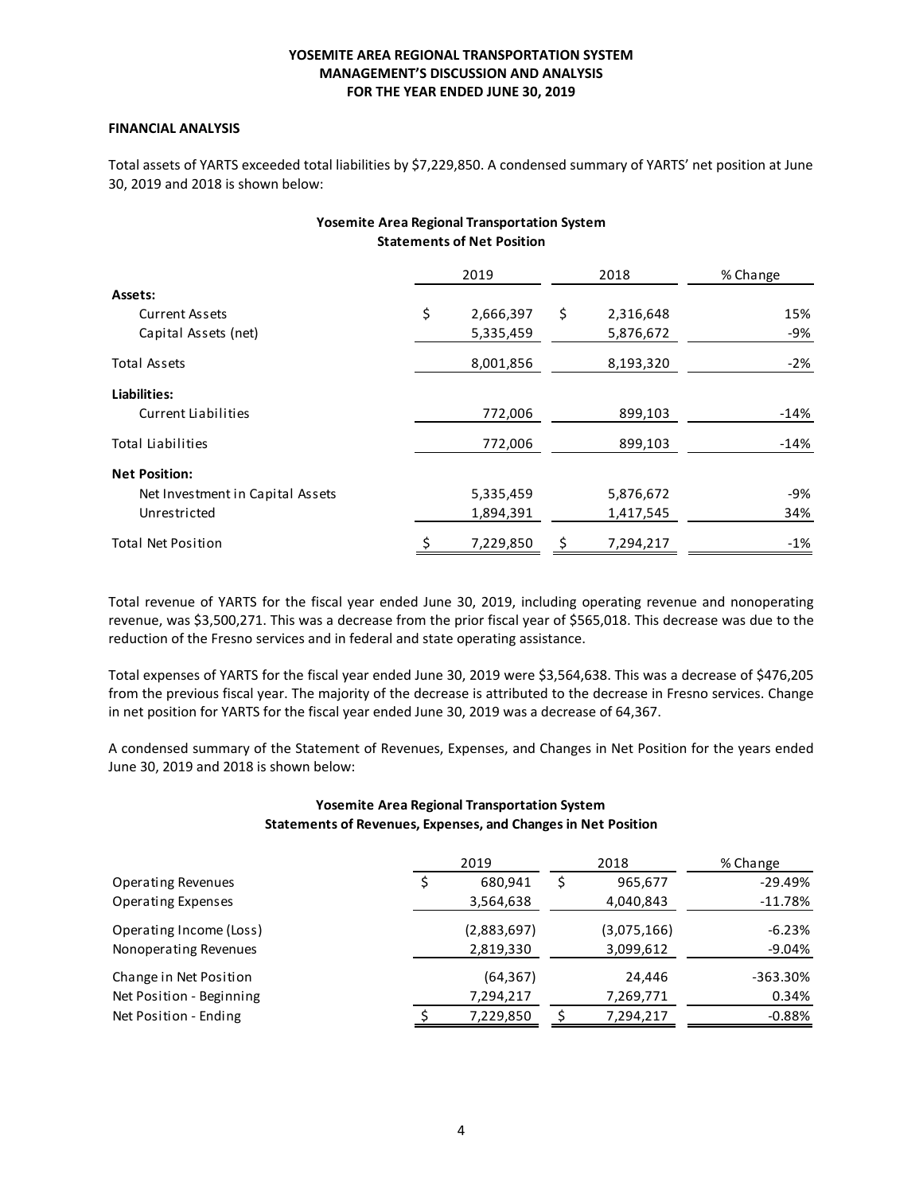# YOSEMITE AREA REGIONAL TRANSPORTATION SYSTEM
## MANAGEMENT'S DISCUSSION AND ANALYSIS
### FOR THE YEAR ENDED JUNE 30, 2019

**FINANCIAL ANALYSIS**

Total assets of YARTS exceeded total liabilities by $7,229,850. A condensed summary of YARTS' net position at June 30, 2019 and 2018 is shown below:

**Yosemite Area Regional Transportation System**
**Statements of Net Position**

| | 2019 | 2018 | % Change |
|---|---|---|---|
| **Assets:** | | | |
| Current Assets | $ 2,666,397 | $ 2,316,648 | 15% |
| Capital Assets (net) | 5,335,459 | 5,876,672 | -9% |
| Total Assets | 8,001,856 | 8,193,320 | -2% |
| **Liabilities:** | | | |
| Current Liabilities | 772,006 | 899,103 | -14% |
| Total Liabilities | 772,006 | 899,103 | -14% |
| **Net Position:** | | | |
| Net Investment in Capital Assets | 5,335,459 | 5,876,672 | -9% |
| Unrestricted | 1,894,391 | 1,417,545 | 34% |
| Total Net Position | $ 7,229,850 | $ 7,294,217 | -1% |

Total revenue of YARTS for the fiscal year ended June 30, 2019, including operating revenue and nonoperating revenue, was $3,500,271. This was a decrease from the prior fiscal year of $565,018. This decrease was due to the reduction of the Fresno services and in federal and state operating assistance.

Total expenses of YARTS for the fiscal year ended June 30, 2019 were $3,564,638. This was a decrease of $476,205 from the previous fiscal year. The majority of the decrease is attributed to the decrease in Fresno services. Change in net position for YARTS for the fiscal year ended June 30, 2019 was a decrease of 64,367.

A condensed summary of the Statement of Revenues, Expenses, and Changes in Net Position for the years ended June 30, 2019 and 2018 is shown below:

**Yosemite Area Regional Transportation System**
**Statements of Revenues, Expenses, and Changes in Net Position**

| | 2019 | 2018 | % Change |
|---|---|---|---|
| Operating Revenues | $ 680,941 | $ 965,677 | -29.49% |
| Operating Expenses | 3,564,638 | 4,040,843 | -11.78% |
| Operating Income (Loss) | (2,883,697) | (3,075,166) | -6.23% |
| Nonoperating Revenues | 2,819,330 | 3,099,612 | -9.04% |
| Change in Net Position | (64,367) | 24,446 | -363.30% |
| Net Position - Beginning | 7,294,217 | 7,269,771 | 0.34% |
| Net Position - Ending | $ 7,229,850 | $ 7,294,217 | -0.88% |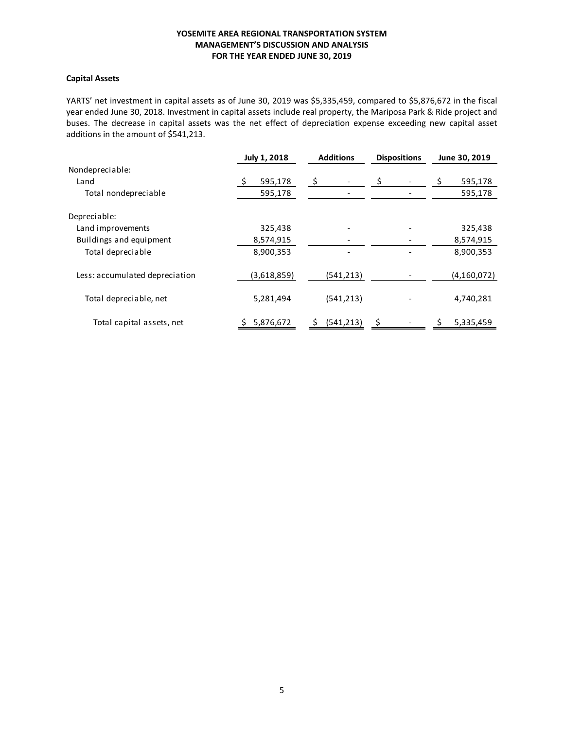## Capital Assets

YARTS' net investment in capital assets as of June 30, 2019 was $5,335,459, compared to $5,876,672 in the fiscal year ended June 30, 2018. Investment in capital assets include real property, the Mariposa Park & Ride project and buses. The decrease in capital assets was the net effect of depreciation expense exceeding new capital asset additions in the amount of $541,213.

| | July 1, 2018 | Additions | Dispositions | June 30, 2019 |
|---|---|---|---|---|
| Nondepreciable: | | | | |
| Land | $ 595,178 | $ - | $ - | $ 595,178 |
| Total nondepreciable | 595,178 | - | - | 595,178 |
| Depreciable: | | | | |
| Land improvements | 325,438 | - | - | 325,438 |
| Buildings and equipment | 8,574,915 | - | - | 8,574,915 |
| Total depreciable | 8,900,353 | - | - | 8,900,353 |
| Less: accumulated depreciation | (3,618,859) | (541,213) | - | (4,160,072) |
| Total depreciable, net | 5,281,494 | (541,213) | - | 4,740,281 |
| Total capital assets, net | $ 5,876,672 | $ (541,213) | $ - | $ 5,335,459 |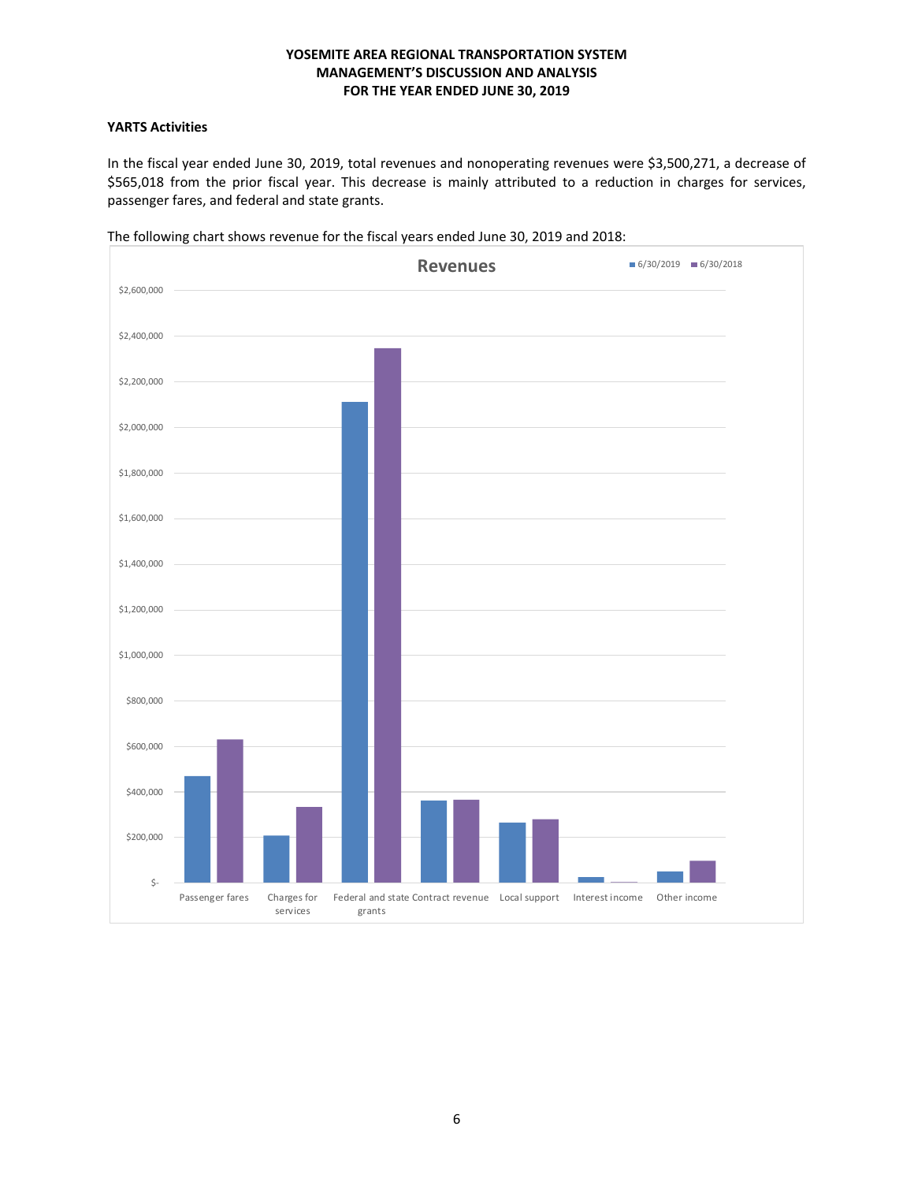### YARTS Activities

In the fiscal year ended June 30, 2019, total revenues and nonoperating revenues were $3,500,271, a decrease of $565,018 from the prior fiscal year. This decrease is mainly attributed to a reduction in charges for services, passenger fares, and federal and state grants.

The following chart shows revenue for the fiscal years ended June 30, 2019 and 2018: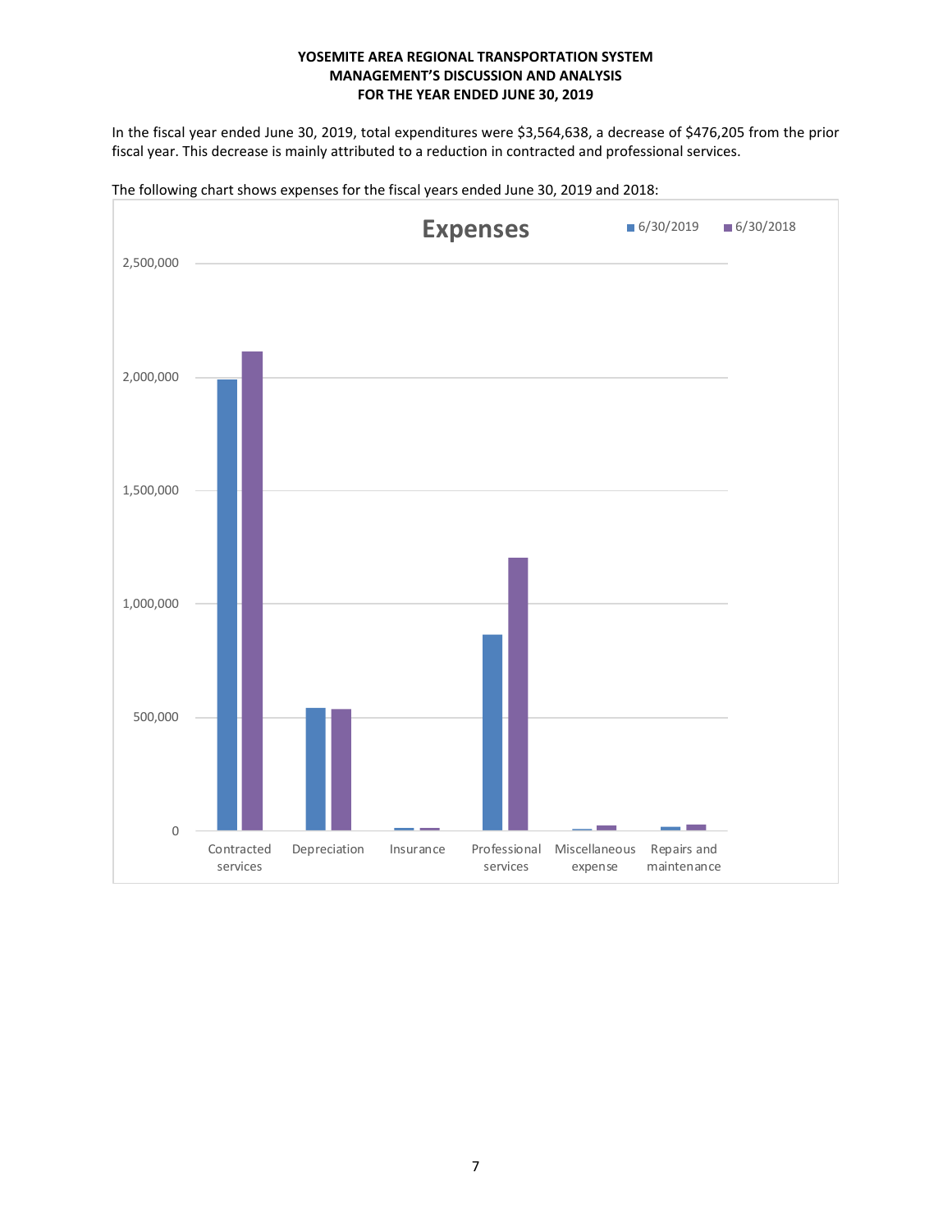**YOSEMITE AREA REGIONAL TRANSPORTATION SYSTEM**
**MANAGEMENT'S DISCUSSION AND ANALYSIS**
**FOR THE YEAR ENDED JUNE 30, 2019**

In the fiscal year ended June 30, 2019, total expenditures were $3,564,638, a decrease of $476,205 from the prior fiscal year. This decrease is mainly attributed to a reduction in contracted and professional services.

The following chart shows expenses for the fiscal years ended June 30, 2019 and 2018:

**Expenses**

■ 6/30/2019 ■ 6/30/2018

2,500,000

2,000,000

1,500,000

1,000,000

500,000

0

Contracted services | Depreciation | Insurance | Professional services | Miscellaneous expense | Repairs and maintenance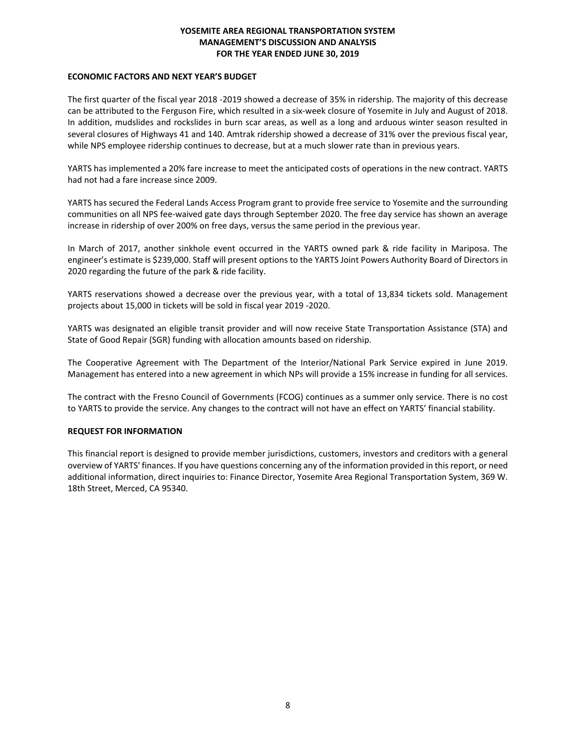**ECONOMIC FACTORS AND NEXT YEAR'S BUDGET**

The first quarter of the fiscal year 2018 -2019 showed a decrease of 35% in ridership. The majority of this decrease can be attributed to the Ferguson Fire, which resulted in a six-week closure of Yosemite in July and August of 2018. In addition, mudslides and rockslides in burn scar areas, as well as a long and arduous winter season resulted in several closures of Highways 41 and 140. Amtrak ridership showed a decrease of 31% over the previous fiscal year, while NPS employee ridership continues to decrease, but at a much slower rate than in previous years.

YARTS has implemented a 20% fare increase to meet the anticipated costs of operations in the new contract. YARTS had not had a fare increase since 2009.

YARTS has secured the Federal Lands Access Program grant to provide free service to Yosemite and the surrounding communities on all NPS fee-waived gate days through September 2020. The free day service has shown an average increase in ridership of over 200% on free days, versus the same period in the previous year.

In March of 2017, another sinkhole event occurred in the YARTS owned park & ride facility in Mariposa. The engineer's estimate is $239,000. Staff will present options to the YARTS Joint Powers Authority Board of Directors in 2020 regarding the future of the park & ride facility.

YARTS reservations showed a decrease over the previous year, with a total of 13,834 tickets sold. Management projects about 15,000 in tickets will be sold in fiscal year 2019 -2020.

YARTS was designated an eligible transit provider and will now receive State Transportation Assistance (STA) and State of Good Repair (SGR) funding with allocation amounts based on ridership.

The Cooperative Agreement with The Department of the Interior/National Park Service expired in June 2019. Management has entered into a new agreement in which NPs will provide a 15% increase in funding for all services.

The contract with the Fresno Council of Governments (FCOG) continues as a summer only service. There is no cost to YARTS to provide the service. Any changes to the contract will not have an effect on YARTS' financial stability.

**REQUEST FOR INFORMATION**

This financial report is designed to provide member jurisdictions, customers, investors and creditors with a general overview of YARTS' finances. If you have questions concerning any of the information provided in this report, or need additional information, direct inquiries to: Finance Director, Yosemite Area Regional Transportation System, 369 W. 18th Street, Merced, CA 95340.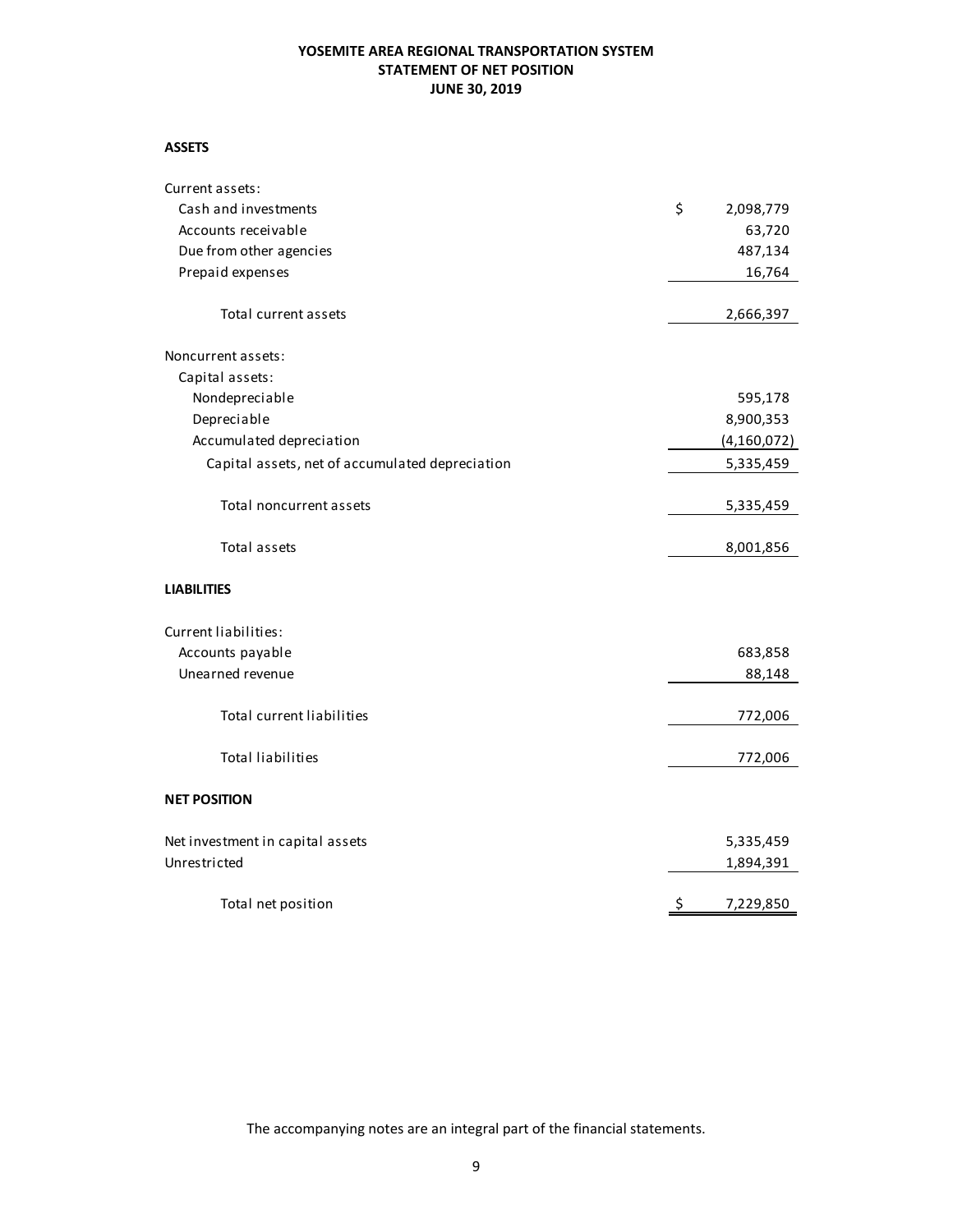# YOSEMITE AREA REGIONAL TRANSPORTATION SYSTEM
## STATEMENT OF NET POSITION
### JUNE 30, 2019

| | |
|---|---|
| **ASSETS** | |
| Current assets: | |
| Cash and investments | $ 2,098,779 |
| Accounts receivable | 63,720 |
| Due from other agencies | 487,134 |
| Prepaid expenses | 16,764 |
| Total current assets | 2,666,397 |
| Noncurrent assets: | |
| Capital assets: | |
| Nondepreciable | 595,178 |
| Depreciable | 8,900,353 |
| Accumulated depreciation | (4,160,072) |
| Capital assets, net of accumulated depreciation | 5,335,459 |
| Total noncurrent assets | 5,335,459 |
| Total assets | 8,001,856 |
| **LIABILITIES** | |
| Current liabilities: | |
| Accounts payable | 683,858 |
| Unearned revenue | 88,148 |
| Total current liabilities | 772,006 |
| Total liabilities | 772,006 |
| **NET POSITION** | |
| Net investment in capital assets | 5,335,459 |
| Unrestricted | 1,894,391 |
| Total net position | $ 7,229,850 |

The accompanying notes are an integral part of the financial statements.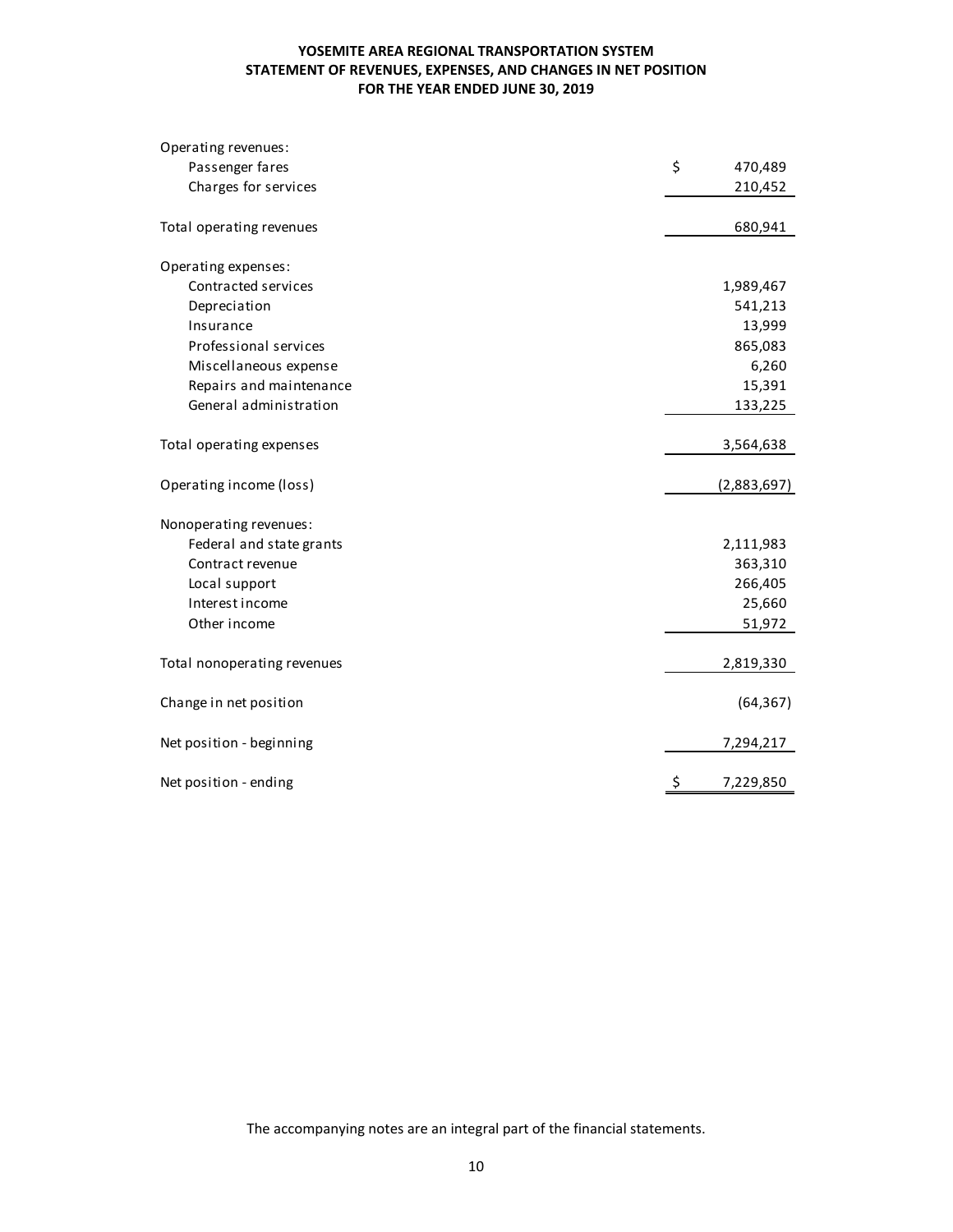# YOSEMITE AREA REGIONAL TRANSPORTATION SYSTEM
## STATEMENT OF REVENUES, EXPENSES, AND CHANGES IN NET POSITION
### FOR THE YEAR ENDED JUNE 30, 2019

| | |
|---|---|
| Operating revenues: | |
| Passenger fares | $ 470,489 |
| Charges for services | 210,452 |
| Total operating revenues | 680,941 |
| Operating expenses: | |
| Contracted services | 1,989,467 |
| Depreciation | 541,213 |
| Insurance | 13,999 |
| Professional services | 865,083 |
| Miscellaneous expense | 6,260 |
| Repairs and maintenance | 15,391 |
| General administration | 133,225 |
| Total operating expenses | 3,564,638 |
| Operating income (loss) | (2,883,697) |
| Nonoperating revenues: | |
| Federal and state grants | 2,111,983 |
| Contract revenue | 363,310 |
| Local support | 266,405 |
| Interest income | 25,660 |
| Other income | 51,972 |
| Total nonoperating revenues | 2,819,330 |
| Change in net position | (64,367) |
| Net position - beginning | 7,294,217 |
| Net position - ending | $ 7,229,850 |

The accompanying notes are an integral part of the financial statements.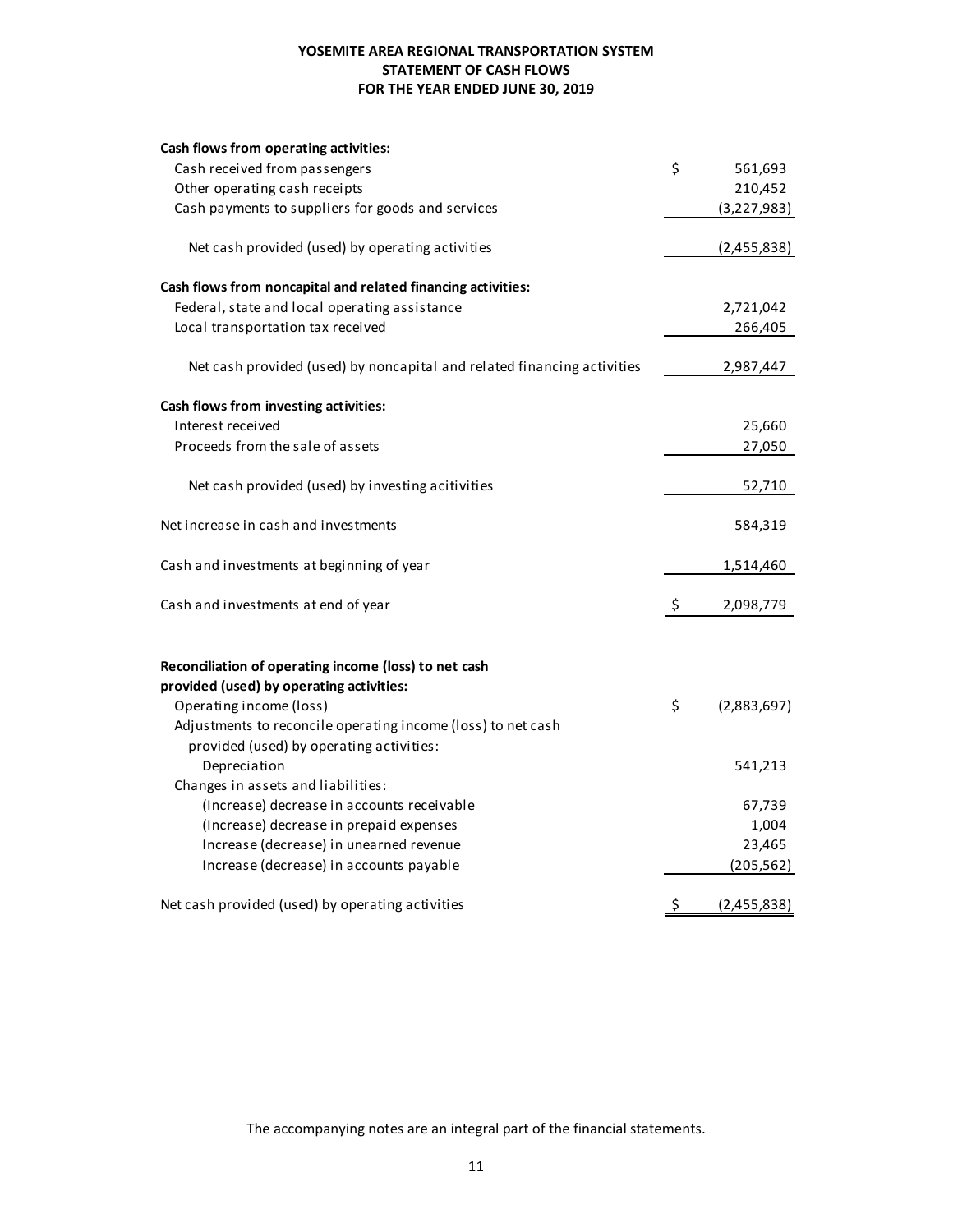**YOSEMITE AREA REGIONAL TRANSPORTATION SYSTEM**
**STATEMENT OF CASH FLOWS**
**FOR THE YEAR ENDED JUNE 30, 2019**

| | | |
|---|---|---|
| **Cash flows from operating activities:** | | |
| Cash received from passengers | $ | 561,693 |
| Other operating cash receipts | | 210,452 |
| Cash payments to suppliers for goods and services | | (3,227,983) |
| Net cash provided (used) by operating activities | | (2,455,838) |
| **Cash flows from noncapital and related financing activities:** | | |
| Federal, state and local operating assistance | | 2,721,042 |
| Local transportation tax received | | 266,405 |
| Net cash provided (used) by noncapital and related financing activities | | 2,987,447 |
| **Cash flows from investing activities:** | | |
| Interest received | | 25,660 |
| Proceeds from the sale of assets | | 27,050 |
| Net cash provided (used) by investing acitivities | | 52,710 |
| Net increase in cash and investments | | 584,319 |
| Cash and investments at beginning of year | | 1,514,460 |
| Cash and investments at end of year | $ | 2,098,779 |
| **Reconciliation of operating income (loss) to net cash provided (used) by operating activities:** | | |
| Operating income (loss) | $ | (2,883,697) |
| Adjustments to reconcile operating income (loss) to net cash provided (used) by operating activities: | | |
| Depreciation | | 541,213 |
| Changes in assets and liabilities: | | |
| (Increase) decrease in accounts receivable | | 67,739 |
| (Increase) decrease in prepaid expenses | | 1,004 |
| Increase (decrease) in unearned revenue | | 23,465 |
| Increase (decrease) in accounts payable | | (205,562) |
| Net cash provided (used) by operating activities | $ | (2,455,838) |

The accompanying notes are an integral part of the financial statements.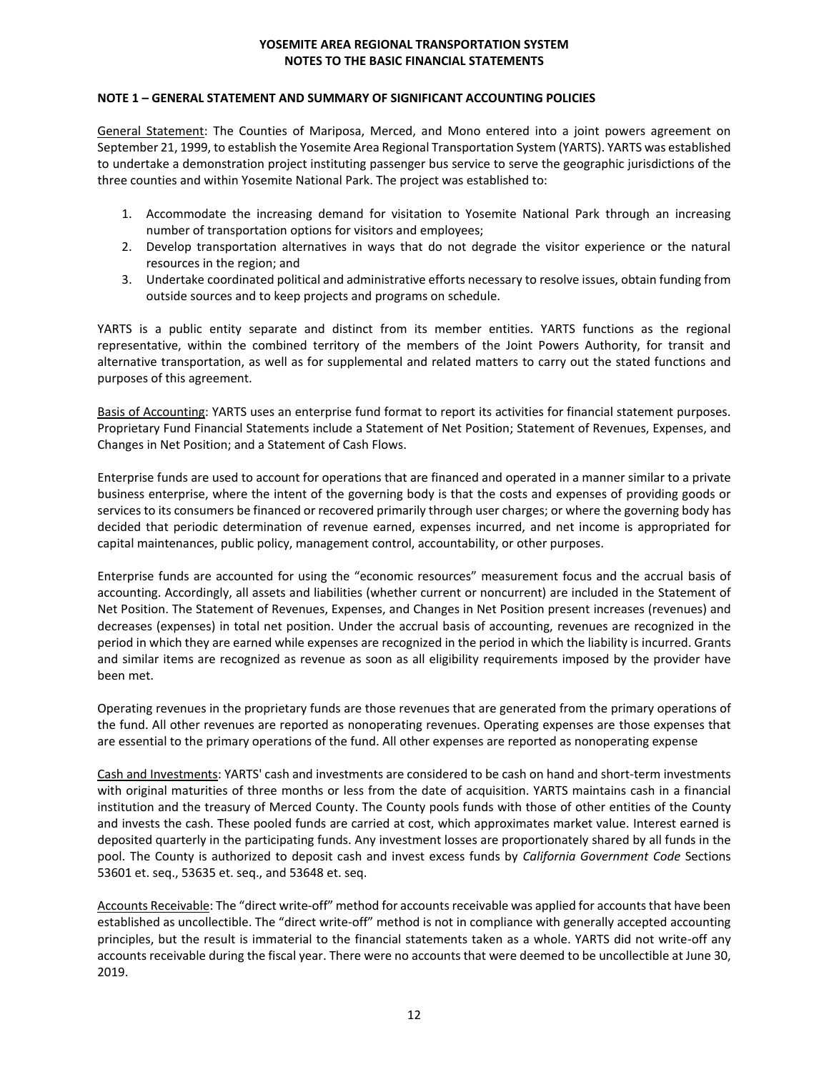# YOSEMITE AREA REGIONAL TRANSPORTATION SYSTEM
## NOTES TO THE BASIC FINANCIAL STATEMENTS

### NOTE 1 – GENERAL STATEMENT AND SUMMARY OF SIGNIFICANT ACCOUNTING POLICIES

General Statement: The Counties of Mariposa, Merced, and Mono entered into a joint powers agreement on September 21, 1999, to establish the Yosemite Area Regional Transportation System (YARTS). YARTS was established to undertake a demonstration project instituting passenger bus service to serve the geographic jurisdictions of the three counties and within Yosemite National Park. The project was established to:

1. Accommodate the increasing demand for visitation to Yosemite National Park through an increasing number of transportation options for visitors and employees;
2. Develop transportation alternatives in ways that do not degrade the visitor experience or the natural resources in the region; and
3. Undertake coordinated political and administrative efforts necessary to resolve issues, obtain funding from outside sources and to keep projects and programs on schedule.

YARTS is a public entity separate and distinct from its member entities. YARTS functions as the regional representative, within the combined territory of the members of the Joint Powers Authority, for transit and alternative transportation, as well as for supplemental and related matters to carry out the stated functions and purposes of this agreement.

Basis of Accounting: YARTS uses an enterprise fund format to report its activities for financial statement purposes. Proprietary Fund Financial Statements include a Statement of Net Position; Statement of Revenues, Expenses, and Changes in Net Position; and a Statement of Cash Flows.

Enterprise funds are used to account for operations that are financed and operated in a manner similar to a private business enterprise, where the intent of the governing body is that the costs and expenses of providing goods or services to its consumers be financed or recovered primarily through user charges; or where the governing body has decided that periodic determination of revenue earned, expenses incurred, and net income is appropriated for capital maintenances, public policy, management control, accountability, or other purposes.

Enterprise funds are accounted for using the "economic resources" measurement focus and the accrual basis of accounting. Accordingly, all assets and liabilities (whether current or noncurrent) are included in the Statement of Net Position. The Statement of Revenues, Expenses, and Changes in Net Position present increases (revenues) and decreases (expenses) in total net position. Under the accrual basis of accounting, revenues are recognized in the period in which they are earned while expenses are recognized in the period in which the liability is incurred. Grants and similar items are recognized as revenue as soon as all eligibility requirements imposed by the provider have been met.

Operating revenues in the proprietary funds are those revenues that are generated from the primary operations of the fund. All other revenues are reported as nonoperating revenues. Operating expenses are those expenses that are essential to the primary operations of the fund. All other expenses are reported as nonoperating expense

Cash and Investments: YARTS' cash and investments are considered to be cash on hand and short-term investments with original maturities of three months or less from the date of acquisition. YARTS maintains cash in a financial institution and the treasury of Merced County. The County pools funds with those of other entities of the County and invests the cash. These pooled funds are carried at cost, which approximates market value. Interest earned is deposited quarterly in the participating funds. Any investment losses are proportionately shared by all funds in the pool. The County is authorized to deposit cash and invest excess funds by *California Government Code* Sections 53601 et. seq., 53635 et. seq., and 53648 et. seq.

Accounts Receivable: The "direct write-off" method for accounts receivable was applied for accounts that have been established as uncollectible. The "direct write-off" method is not in compliance with generally accepted accounting principles, but the result is immaterial to the financial statements taken as a whole. YARTS did not write-off any accounts receivable during the fiscal year. There were no accounts that were deemed to be uncollectible at June 30, 2019.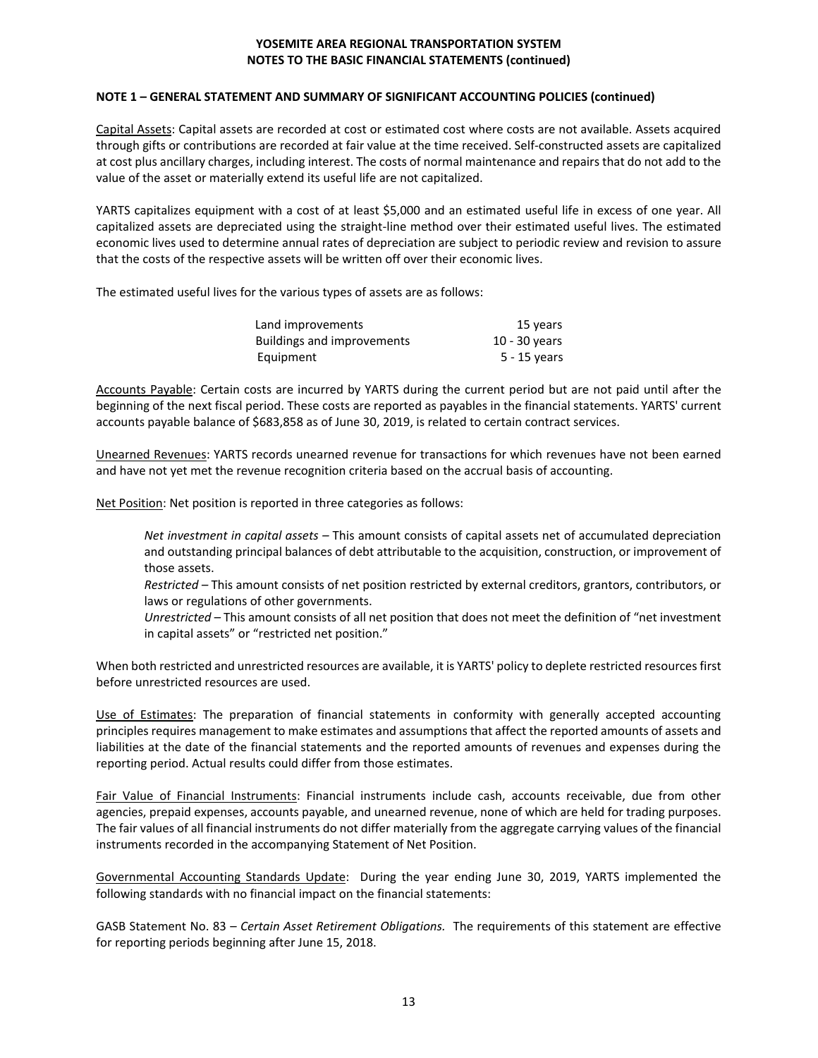**NOTE 1 – GENERAL STATEMENT AND SUMMARY OF SIGNIFICANT ACCOUNTING POLICIES (continued)**

Capital Assets: Capital assets are recorded at cost or estimated cost where costs are not available. Assets acquired through gifts or contributions are recorded at fair value at the time received. Self-constructed assets are capitalized at cost plus ancillary charges, including interest. The costs of normal maintenance and repairs that do not add to the value of the asset or materially extend its useful life are not capitalized.

YARTS capitalizes equipment with a cost of at least $5,000 and an estimated useful life in excess of one year. All capitalized assets are depreciated using the straight-line method over their estimated useful lives. The estimated economic lives used to determine annual rates of depreciation are subject to periodic review and revision to assure that the costs of the respective assets will be written off over their economic lives.

The estimated useful lives for the various types of assets are as follows:

| | |
|---|---|
| Land improvements | 15 years |
| Buildings and improvements | 10 - 30 years |
| Equipment | 5 - 15 years |

Accounts Payable: Certain costs are incurred by YARTS during the current period but are not paid until after the beginning of the next fiscal period. These costs are reported as payables in the financial statements. YARTS' current accounts payable balance of $683,858 as of June 30, 2019, is related to certain contract services.

Unearned Revenues: YARTS records unearned revenue for transactions for which revenues have not been earned and have not yet met the revenue recognition criteria based on the accrual basis of accounting.

Net Position: Net position is reported in three categories as follows:

*Net investment in capital assets* – This amount consists of capital assets net of accumulated depreciation and outstanding principal balances of debt attributable to the acquisition, construction, or improvement of those assets.

*Restricted* – This amount consists of net position restricted by external creditors, grantors, contributors, or laws or regulations of other governments.

*Unrestricted* – This amount consists of all net position that does not meet the definition of "net investment in capital assets" or "restricted net position."

When both restricted and unrestricted resources are available, it is YARTS' policy to deplete restricted resources first before unrestricted resources are used.

Use of Estimates: The preparation of financial statements in conformity with generally accepted accounting principles requires management to make estimates and assumptions that affect the reported amounts of assets and liabilities at the date of the financial statements and the reported amounts of revenues and expenses during the reporting period. Actual results could differ from those estimates.

Fair Value of Financial Instruments: Financial instruments include cash, accounts receivable, due from other agencies, prepaid expenses, accounts payable, and unearned revenue, none of which are held for trading purposes. The fair values of all financial instruments do not differ materially from the aggregate carrying values of the financial instruments recorded in the accompanying Statement of Net Position.

Governmental Accounting Standards Update: During the year ending June 30, 2019, YARTS implemented the following standards with no financial impact on the financial statements:

GASB Statement No. 83 – *Certain Asset Retirement Obligations.* The requirements of this statement are effective for reporting periods beginning after June 15, 2018.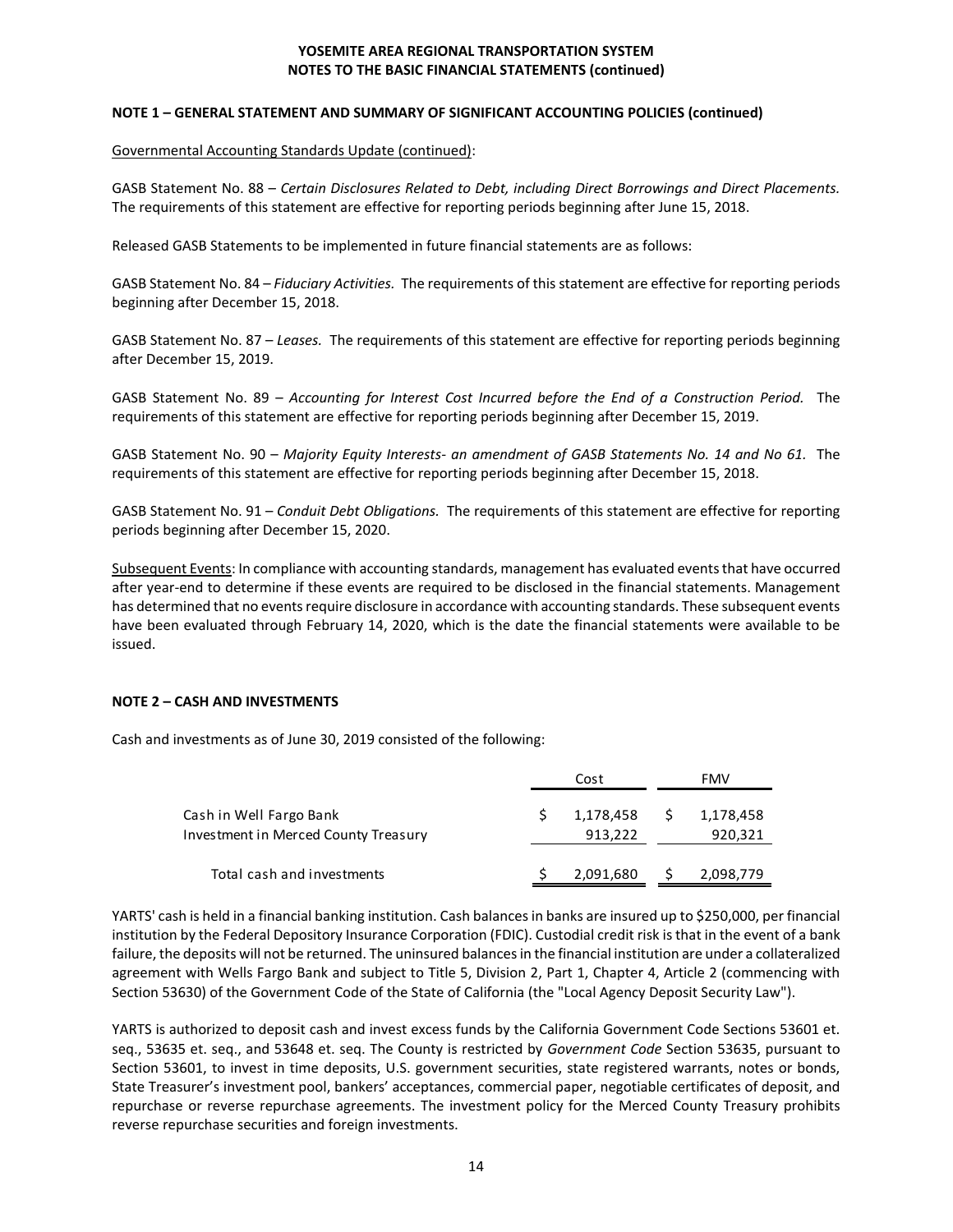**NOTE 1 – GENERAL STATEMENT AND SUMMARY OF SIGNIFICANT ACCOUNTING POLICIES (continued)**

Governmental Accounting Standards Update (continued):

GASB Statement No. 88 – *Certain Disclosures Related to Debt, including Direct Borrowings and Direct Placements.* The requirements of this statement are effective for reporting periods beginning after June 15, 2018.

Released GASB Statements to be implemented in future financial statements are as follows:

GASB Statement No. 84 – *Fiduciary Activities.* The requirements of this statement are effective for reporting periods beginning after December 15, 2018.

GASB Statement No. 87 – *Leases.* The requirements of this statement are effective for reporting periods beginning after December 15, 2019.

GASB Statement No. 89 – *Accounting for Interest Cost Incurred before the End of a Construction Period.* The requirements of this statement are effective for reporting periods beginning after December 15, 2019.

GASB Statement No. 90 – *Majority Equity Interests- an amendment of GASB Statements No. 14 and No 61.* The requirements of this statement are effective for reporting periods beginning after December 15, 2018.

GASB Statement No. 91 – *Conduit Debt Obligations.* The requirements of this statement are effective for reporting periods beginning after December 15, 2020.

Subsequent Events: In compliance with accounting standards, management has evaluated events that have occurred after year-end to determine if these events are required to be disclosed in the financial statements. Management has determined that no events require disclosure in accordance with accounting standards. These subsequent events have been evaluated through February 14, 2020, which is the date the financial statements were available to be issued.

**NOTE 2 – CASH AND INVESTMENTS**

Cash and investments as of June 30, 2019 consisted of the following:

| | Cost | FMV |
|---|---|---|
| Cash in Well Fargo Bank | $ 1,178,458 | $ 1,178,458 |
| Investment in Merced County Treasury | 913,222 | 920,321 |
| Total cash and investments | $ 2,091,680 | $ 2,098,779 |

YARTS' cash is held in a financial banking institution. Cash balances in banks are insured up to $250,000, per financial institution by the Federal Deposit Insurance Corporation (FDIC). Custodial credit risk is that in the event of a bank failure, the deposits will not be returned. The uninsured balances in the financial institution are under a collateralized agreement with Wells Fargo Bank and subject to Title 5, Division 2, Part 1, Chapter 4, Article 2 (commencing with Section 53630) of the Government Code of the State of California (the "Local Agency Deposit Security Law").

YARTS is authorized to deposit cash and invest excess funds by the California Government Code Sections 53601 et. seq., 53635 et. seq., and 53648 et. seq. The County is restricted by *Government Code* Section 53635, pursuant to Section 53601, to invest in time deposits, U.S. government securities, state registered warrants, notes or bonds, State Treasurer's investment pool, bankers' acceptances, commercial paper, negotiable certificates of deposit, and repurchase or reverse repurchase agreements. The investment policy for the Merced County Treasury prohibits reverse repurchase securities and foreign investments.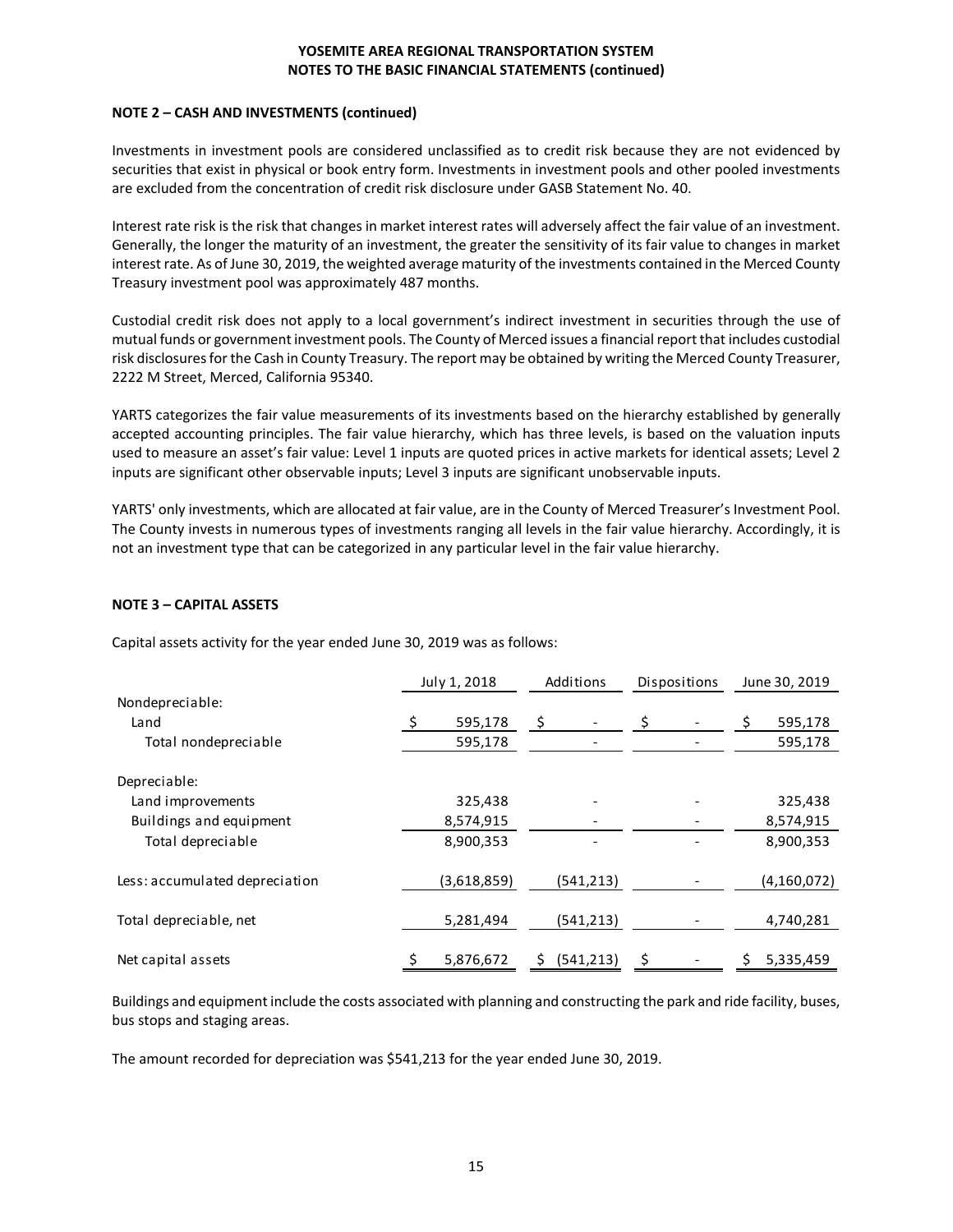**NOTE 2 – CASH AND INVESTMENTS (continued)**

Investments in investment pools are considered unclassified as to credit risk because they are not evidenced by securities that exist in physical or book entry form. Investments in investment pools and other pooled investments are excluded from the concentration of credit risk disclosure under GASB Statement No. 40.

Interest rate risk is the risk that changes in market interest rates will adversely affect the fair value of an investment. Generally, the longer the maturity of an investment, the greater the sensitivity of its fair value to changes in market interest rate. As of June 30, 2019, the weighted average maturity of the investments contained in the Merced County Treasury investment pool was approximately 487 months.

Custodial credit risk does not apply to a local government's indirect investment in securities through the use of mutual funds or government investment pools. The County of Merced issues a financial report that includes custodial risk disclosures for the Cash in County Treasury. The report may be obtained by writing the Merced County Treasurer, 2222 M Street, Merced, California 95340.

YARTS categorizes the fair value measurements of its investments based on the hierarchy established by generally accepted accounting principles. The fair value hierarchy, which has three levels, is based on the valuation inputs used to measure an asset's fair value: Level 1 inputs are quoted prices in active markets for identical assets; Level 2 inputs are significant other observable inputs; Level 3 inputs are significant unobservable inputs.

YARTS' only investments, which are allocated at fair value, are in the County of Merced Treasurer's Investment Pool. The County invests in numerous types of investments ranging all levels in the fair value hierarchy. Accordingly, it is not an investment type that can be categorized in any particular level in the fair value hierarchy.

**NOTE 3 – CAPITAL ASSETS**

Capital assets activity for the year ended June 30, 2019 was as follows:

| | July 1, 2018 | Additions | Dispositions | June 30, 2019 |
|---|---|---|---|---|
| Nondepreciable: | | | | |
| Land | $ 595,178 | $ - | $ - | $ 595,178 |
| Total nondepreciable | 595,178 | - | - | 595,178 |
| Depreciable: | | | | |
| Land improvements | 325,438 | - | - | 325,438 |
| Buildings and equipment | 8,574,915 | - | - | 8,574,915 |
| Total depreciable | 8,900,353 | - | - | 8,900,353 |
| Less: accumulated depreciation | (3,618,859) | (541,213) | - | (4,160,072) |
| Total depreciable, net | 5,281,494 | (541,213) | - | 4,740,281 |
| Net capital assets | $ 5,876,672 | $ (541,213) | $ - | $ 5,335,459 |

Buildings and equipment include the costs associated with planning and constructing the park and ride facility, buses, bus stops and staging areas.

The amount recorded for depreciation was $541,213 for the year ended June 30, 2019.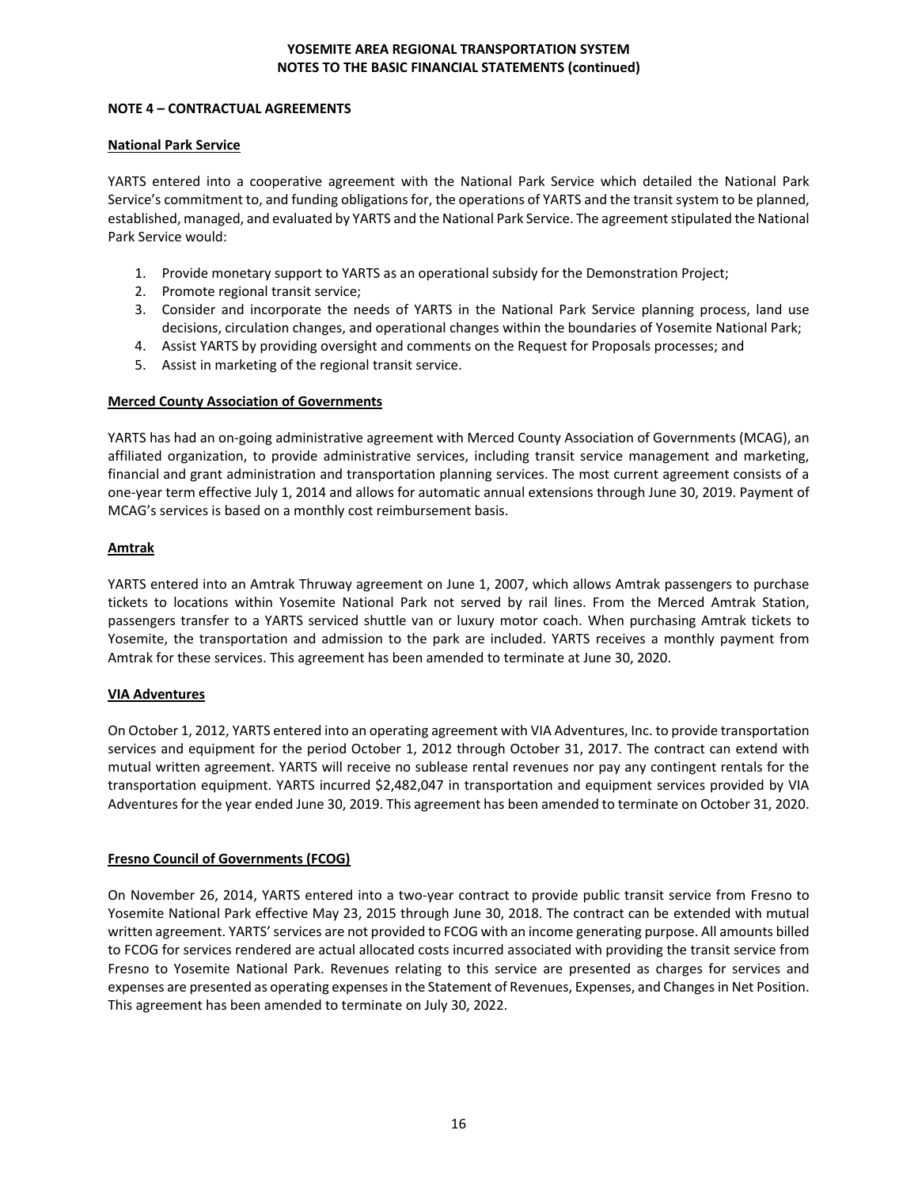## NOTE 4 – CONTRACTUAL AGREEMENTS

### National Park Service

YARTS entered into a cooperative agreement with the National Park Service which detailed the National Park Service's commitment to, and funding obligations for, the operations of YARTS and the transit system to be planned, established, managed, and evaluated by YARTS and the National Park Service. The agreement stipulated the National Park Service would:

1. Provide monetary support to YARTS as an operational subsidy for the Demonstration Project;
2. Promote regional transit service;
3. Consider and incorporate the needs of YARTS in the National Park Service planning process, land use decisions, circulation changes, and operational changes within the boundaries of Yosemite National Park;
4. Assist YARTS by providing oversight and comments on the Request for Proposals processes; and
5. Assist in marketing of the regional transit service.

### Merced County Association of Governments

YARTS has had an on-going administrative agreement with Merced County Association of Governments (MCAG), an affiliated organization, to provide administrative services, including transit service management and marketing, financial and grant administration and transportation planning services. The most current agreement consists of a one-year term effective July 1, 2014 and allows for automatic annual extensions through June 30, 2019. Payment of MCAG's services is based on a monthly cost reimbursement basis.

### Amtrak

YARTS entered into an Amtrak Thruway agreement on June 1, 2007, which allows Amtrak passengers to purchase tickets to locations within Yosemite National Park not served by rail lines. From the Merced Amtrak Station, passengers transfer to a YARTS serviced shuttle van or luxury motor coach. When purchasing Amtrak tickets to Yosemite, the transportation and admission to the park are included. YARTS receives a monthly payment from Amtrak for these services. This agreement has been amended to terminate at June 30, 2020.

### VIA Adventures

On October 1, 2012, YARTS entered into an operating agreement with VIA Adventures, Inc. to provide transportation services and equipment for the period October 1, 2012 through October 31, 2017. The contract can extend with mutual written agreement. YARTS will receive no sublease rental revenues nor pay any contingent rentals for the transportation equipment. YARTS incurred $2,482,047 in transportation and equipment services provided by VIA Adventures for the year ended June 30, 2019. This agreement has been amended to terminate on October 31, 2020.

### Fresno Council of Governments (FCOG)

On November 26, 2014, YARTS entered into a two-year contract to provide public transit service from Fresno to Yosemite National Park effective May 23, 2015 through June 30, 2018. The contract can be extended with mutual written agreement. YARTS' services are not provided to FCOG with an income generating purpose. All amounts billed to FCOG for services rendered are actual allocated costs incurred associated with providing the transit service from Fresno to Yosemite National Park. Revenues relating to this service are presented as charges for services and expenses are presented as operating expenses in the Statement of Revenues, Expenses, and Changes in Net Position. This agreement has been amended to terminate on July 30, 2022.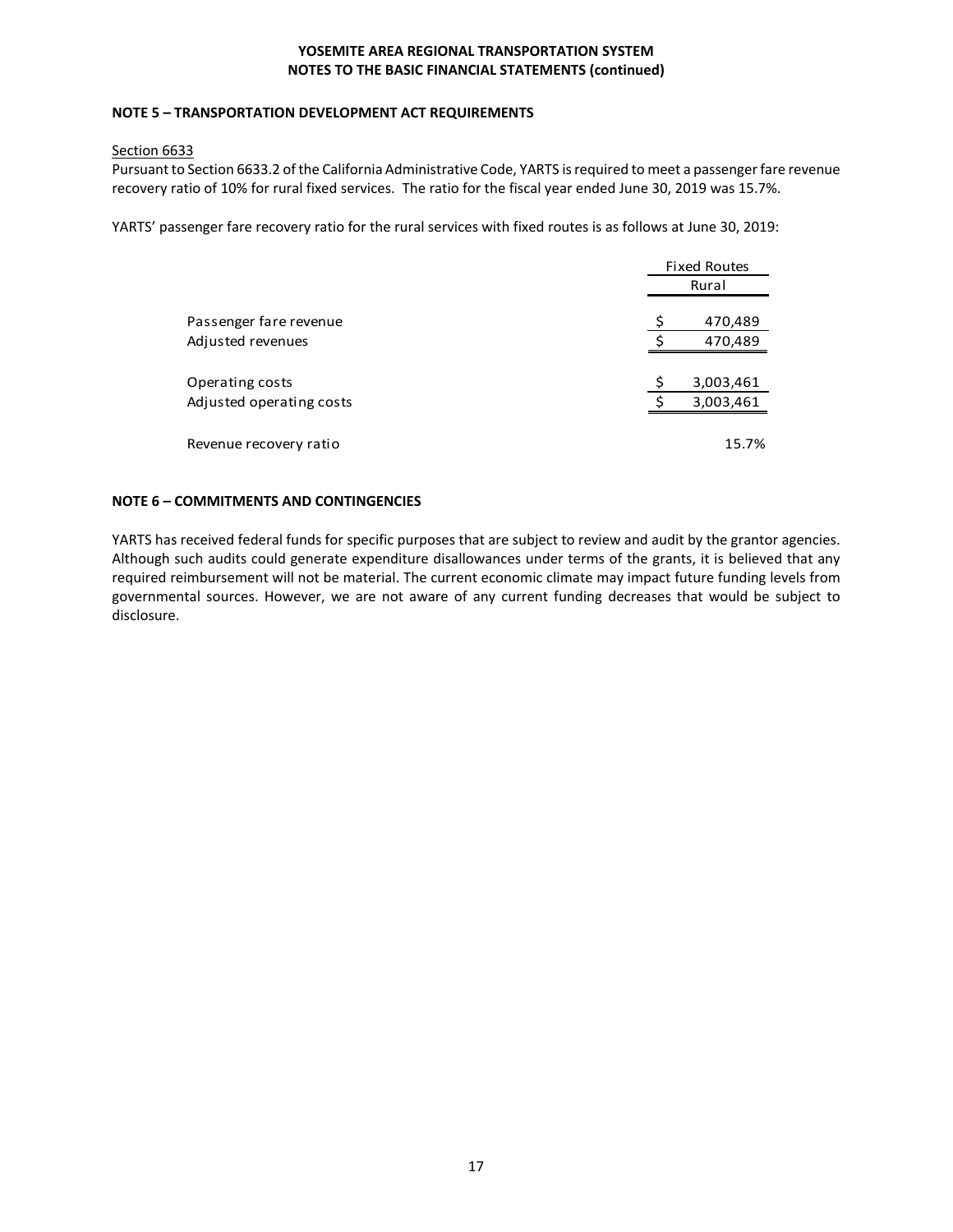## NOTE 5 – TRANSPORTATION DEVELOPMENT ACT REQUIREMENTS

Section 6633

Pursuant to Section 6633.2 of the California Administrative Code, YARTS is required to meet a passenger fare revenue recovery ratio of 10% for rural fixed services. The ratio for the fiscal year ended June 30, 2019 was 15.7%.

YARTS' passenger fare recovery ratio for the rural services with fixed routes is as follows at June 30, 2019:

| | Fixed Routes |
|---|---|
| | Rural |
| Passenger fare revenue | $ 470,489 |
| Adjusted revenues | $ 470,489 |
| Operating costs | $ 3,003,461 |
| Adjusted operating costs | $ 3,003,461 |
| Revenue recovery ratio | 15.7% |

## NOTE 6 – COMMITMENTS AND CONTINGENCIES

YARTS has received federal funds for specific purposes that are subject to review and audit by the grantor agencies. Although such audits could generate expenditure disallowances under terms of the grants, it is believed that any required reimbursement will not be material. The current economic climate may impact future funding levels from governmental sources. However, we are not aware of any current funding decreases that would be subject to disclosure.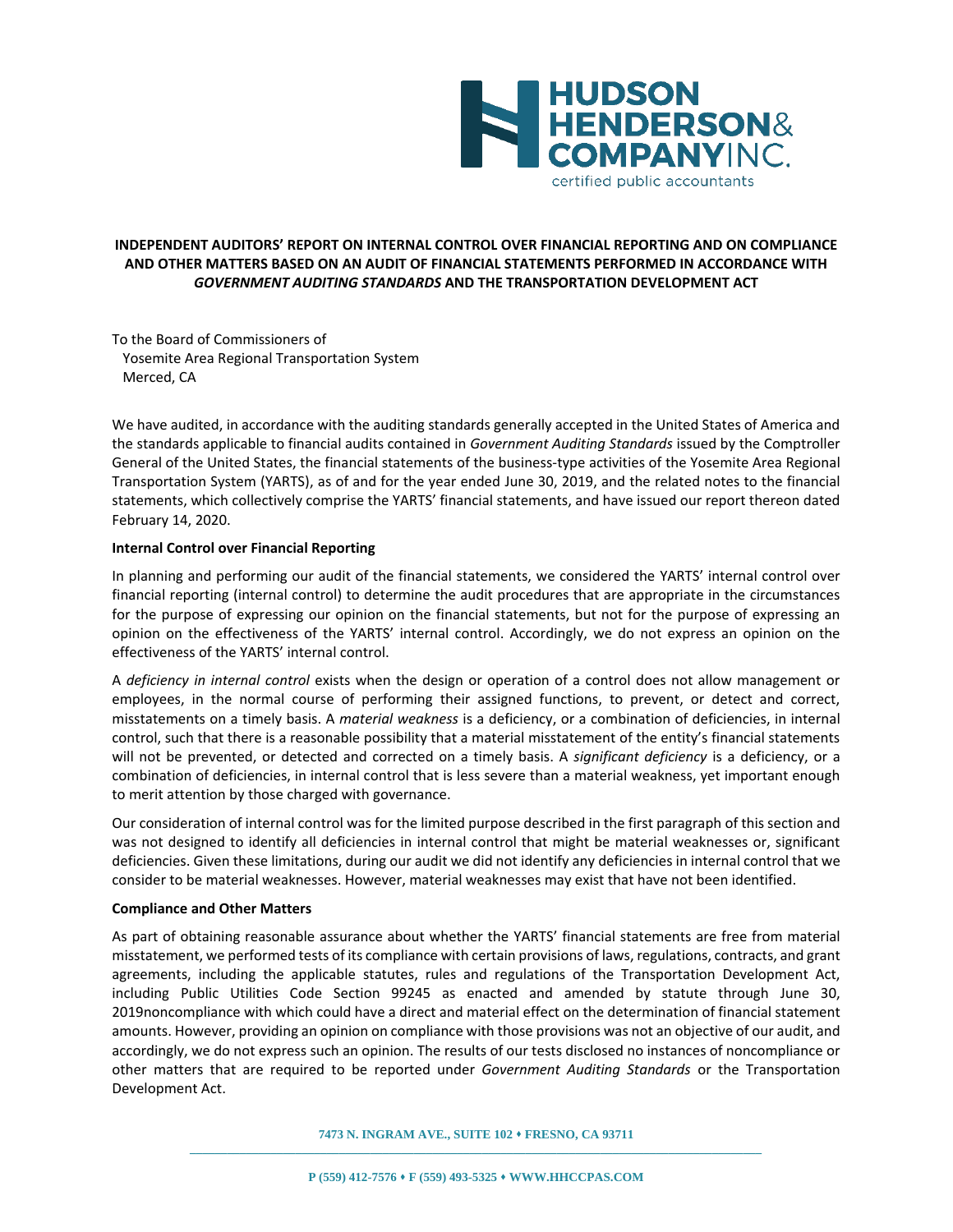HUDSON HENDERSON& COMPANYINC.

certified public accountants

## INDEPENDENT AUDITORS' REPORT ON INTERNAL CONTROL OVER FINANCIAL REPORTING AND ON COMPLIANCE AND OTHER MATTERS BASED ON AN AUDIT OF FINANCIAL STATEMENTS PERFORMED IN ACCORDANCE WITH *GOVERNMENT AUDITING STANDARDS* AND THE TRANSPORTATION DEVELOPMENT ACT

To the Board of Commissioners of
Yosemite Area Regional Transportation System
Merced, CA

We have audited, in accordance with the auditing standards generally accepted in the United States of America and the standards applicable to financial audits contained in *Government Auditing Standards* issued by the Comptroller General of the United States, the financial statements of the business-type activities of the Yosemite Area Regional Transportation System (YARTS), as of and for the year ended June 30, 2019, and the related notes to the financial statements, which collectively comprise the YARTS' financial statements, and have issued our report thereon dated February 14, 2020.

**Internal Control over Financial Reporting**

In planning and performing our audit of the financial statements, we considered the YARTS' internal control over financial reporting (internal control) to determine the audit procedures that are appropriate in the circumstances for the purpose of expressing our opinion on the financial statements, but not for the purpose of expressing an opinion on the effectiveness of the YARTS' internal control. Accordingly, we do not express an opinion on the effectiveness of the YARTS' internal control.

A *deficiency in internal control* exists when the design or operation of a control does not allow management or employees, in the normal course of performing their assigned functions, to prevent, or detect and correct, misstatements on a timely basis. A *material weakness* is a deficiency, or a combination of deficiencies, in internal control, such that there is a reasonable possibility that a material misstatement of the entity's financial statements will not be prevented, or detected and corrected on a timely basis. A *significant deficiency* is a deficiency, or a combination of deficiencies, in internal control that is less severe than a material weakness, yet important enough to merit attention by those charged with governance.

Our consideration of internal control was for the limited purpose described in the first paragraph of this section and was not designed to identify all deficiencies in internal control that might be material weaknesses or, significant deficiencies. Given these limitations, during our audit we did not identify any deficiencies in internal control that we consider to be material weaknesses. However, material weaknesses may exist that have not been identified.

**Compliance and Other Matters**

As part of obtaining reasonable assurance about whether the YARTS' financial statements are free from material misstatement, we performed tests of its compliance with certain provisions of laws, regulations, contracts, and grant agreements, including the applicable statutes, rules and regulations of the Transportation Development Act, including Public Utilities Code Section 99245 as enacted and amended by statute through June 30, 2019noncompliance with which could have a direct and material effect on the determination of financial statement amounts. However, providing an opinion on compliance with those provisions was not an objective of our audit, and accordingly, we do not express such an opinion. The results of our tests disclosed no instances of noncompliance or other matters that are required to be reported under *Government Auditing Standards* or the Transportation Development Act.

7473 N. INGRAM AVE., SUITE 102 • FRESNO, CA 93711

P (559) 412-7576 • F (559) 493-5325 • WWW.HHCCPAS.COM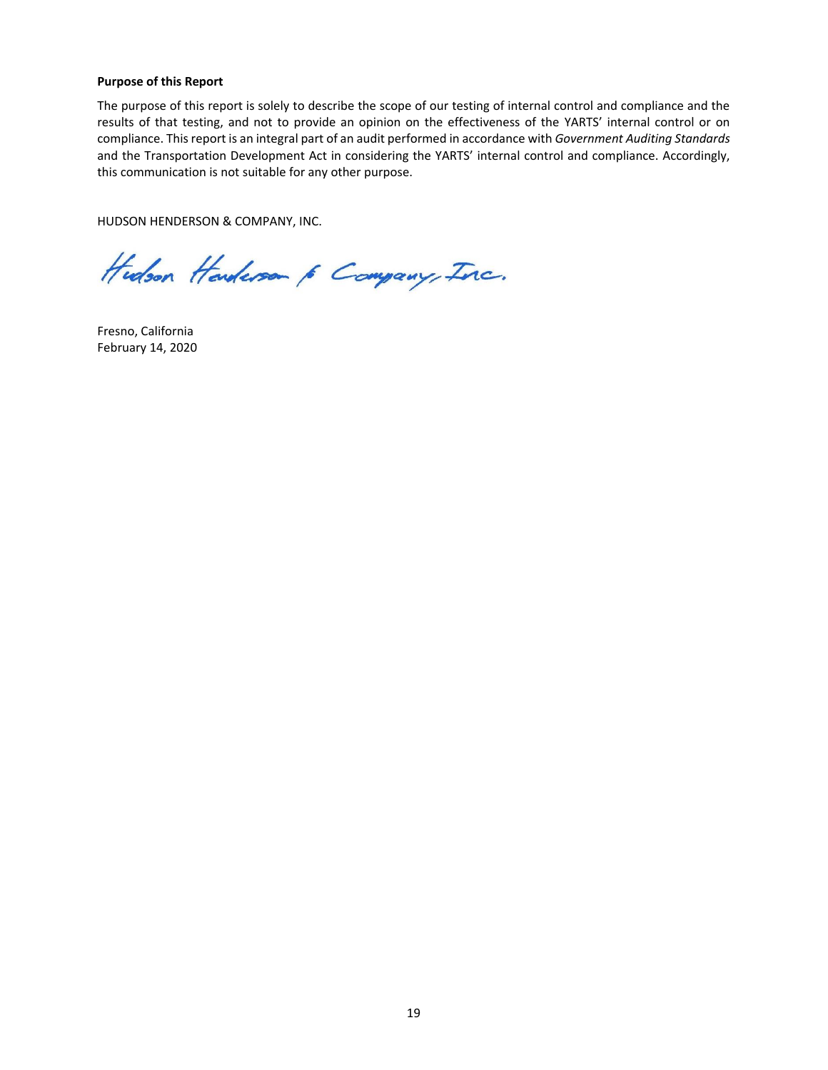**Purpose of this Report**

The purpose of this report is solely to describe the scope of our testing of internal control and compliance and the results of that testing, and not to provide an opinion on the effectiveness of the YARTS' internal control or on compliance. This report is an integral part of an audit performed in accordance with *Government Auditing Standards* and the Transportation Development Act in considering the YARTS' internal control and compliance. Accordingly, this communication is not suitable for any other purpose.

HUDSON HENDERSON & COMPANY, INC.

Hudson Henderson & Company, Inc.

Fresno, California
February 14, 2020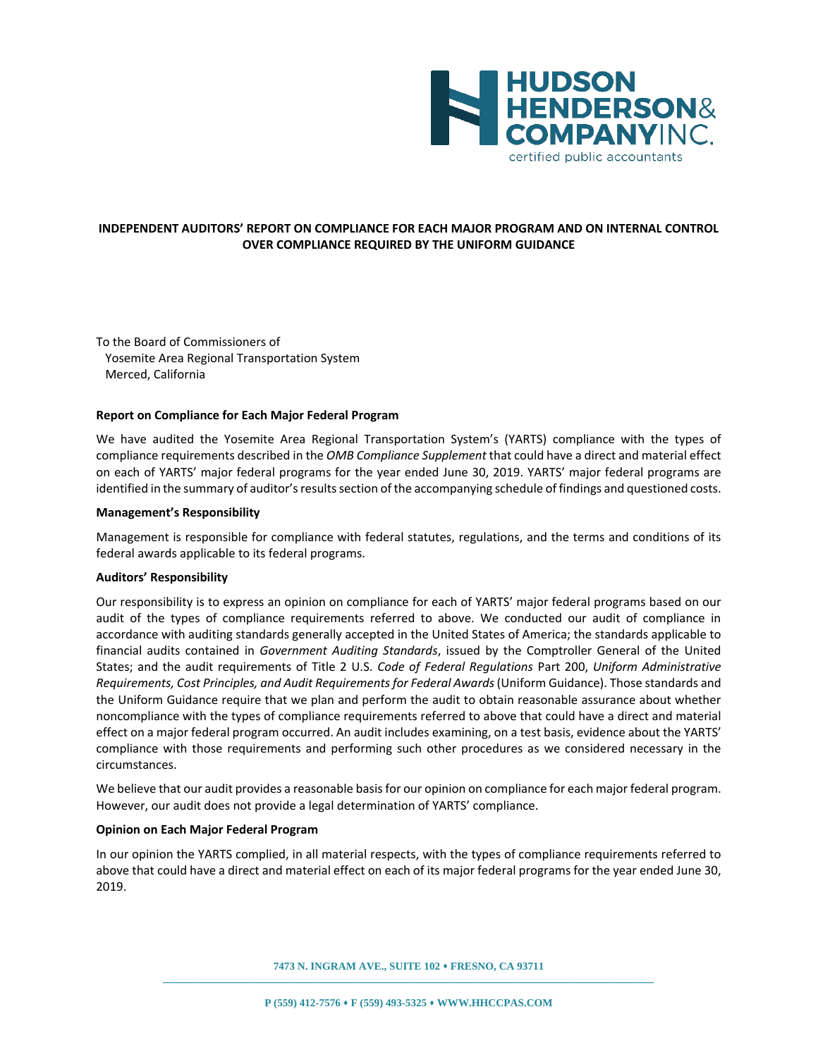HUDSON HENDERSON & COMPANY INC.
certified public accountants

# INDEPENDENT AUDITORS' REPORT ON COMPLIANCE FOR EACH MAJOR PROGRAM AND ON INTERNAL CONTROL OVER COMPLIANCE REQUIRED BY THE UNIFORM GUIDANCE

To the Board of Commissioners of
Yosemite Area Regional Transportation System
Merced, California

**Report on Compliance for Each Major Federal Program**

We have audited the Yosemite Area Regional Transportation System's (YARTS) compliance with the types of compliance requirements described in the *OMB Compliance Supplement* that could have a direct and material effect on each of YARTS' major federal programs for the year ended June 30, 2019. YARTS' major federal programs are identified in the summary of auditor's results section of the accompanying schedule of findings and questioned costs.

**Management's Responsibility**

Management is responsible for compliance with federal statutes, regulations, and the terms and conditions of its federal awards applicable to its federal programs.

**Auditors' Responsibility**

Our responsibility is to express an opinion on compliance for each of YARTS' major federal programs based on our audit of the types of compliance requirements referred to above. We conducted our audit of compliance in accordance with auditing standards generally accepted in the United States of America; the standards applicable to financial audits contained in *Government Auditing Standards*, issued by the Comptroller General of the United States; and the audit requirements of Title 2 U.S. *Code of Federal Regulations* Part 200, *Uniform Administrative Requirements, Cost Principles, and Audit Requirements for Federal Awards* (Uniform Guidance). Those standards and the Uniform Guidance require that we plan and perform the audit to obtain reasonable assurance about whether noncompliance with the types of compliance requirements referred to above that could have a direct and material effect on a major federal program occurred. An audit includes examining, on a test basis, evidence about the YARTS' compliance with those requirements and performing such other procedures as we considered necessary in the circumstances.

We believe that our audit provides a reasonable basis for our opinion on compliance for each major federal program. However, our audit does not provide a legal determination of YARTS' compliance.

**Opinion on Each Major Federal Program**

In our opinion the YARTS complied, in all material respects, with the types of compliance requirements referred to above that could have a direct and material effect on each of its major federal programs for the year ended June 30, 2019.

7473 N. INGRAM AVE., SUITE 102 • FRESNO, CA 93711

P (559) 412-7576 • F (559) 493-5325 • WWW.HHCCPAS.COM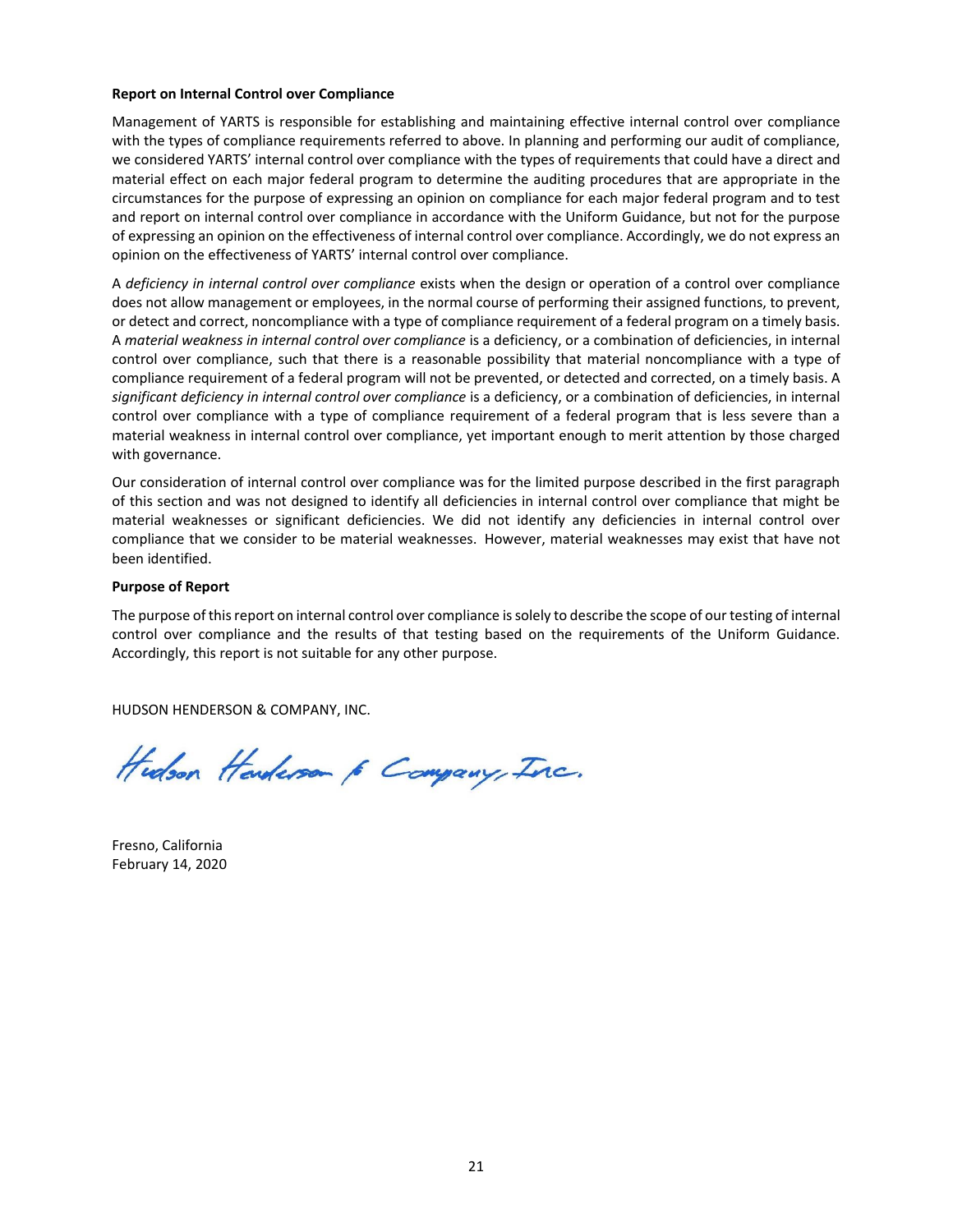**Report on Internal Control over Compliance**

Management of YARTS is responsible for establishing and maintaining effective internal control over compliance with the types of compliance requirements referred to above. In planning and performing our audit of compliance, we considered YARTS' internal control over compliance with the types of requirements that could have a direct and material effect on each major federal program to determine the auditing procedures that are appropriate in the circumstances for the purpose of expressing an opinion on compliance for each major federal program and to test and report on internal control over compliance in accordance with the Uniform Guidance, but not for the purpose of expressing an opinion on the effectiveness of internal control over compliance. Accordingly, we do not express an opinion on the effectiveness of YARTS' internal control over compliance.

A *deficiency in internal control over compliance* exists when the design or operation of a control over compliance does not allow management or employees, in the normal course of performing their assigned functions, to prevent, or detect and correct, noncompliance with a type of compliance requirement of a federal program on a timely basis. A *material weakness in internal control over compliance* is a deficiency, or a combination of deficiencies, in internal control over compliance, such that there is a reasonable possibility that material noncompliance with a type of compliance requirement of a federal program will not be prevented, or detected and corrected, on a timely basis. A *significant deficiency in internal control over compliance* is a deficiency, or a combination of deficiencies, in internal control over compliance with a type of compliance requirement of a federal program that is less severe than a material weakness in internal control over compliance, yet important enough to merit attention by those charged with governance.

Our consideration of internal control over compliance was for the limited purpose described in the first paragraph of this section and was not designed to identify all deficiencies in internal control over compliance that might be material weaknesses or significant deficiencies. We did not identify any deficiencies in internal control over compliance that we consider to be material weaknesses. However, material weaknesses may exist that have not been identified.

**Purpose of Report**

The purpose of this report on internal control over compliance is solely to describe the scope of our testing of internal control over compliance and the results of that testing based on the requirements of the Uniform Guidance. Accordingly, this report is not suitable for any other purpose.

HUDSON HENDERSON & COMPANY, INC.

Hudson Henderson & Company, Inc.

Fresno, California
February 14, 2020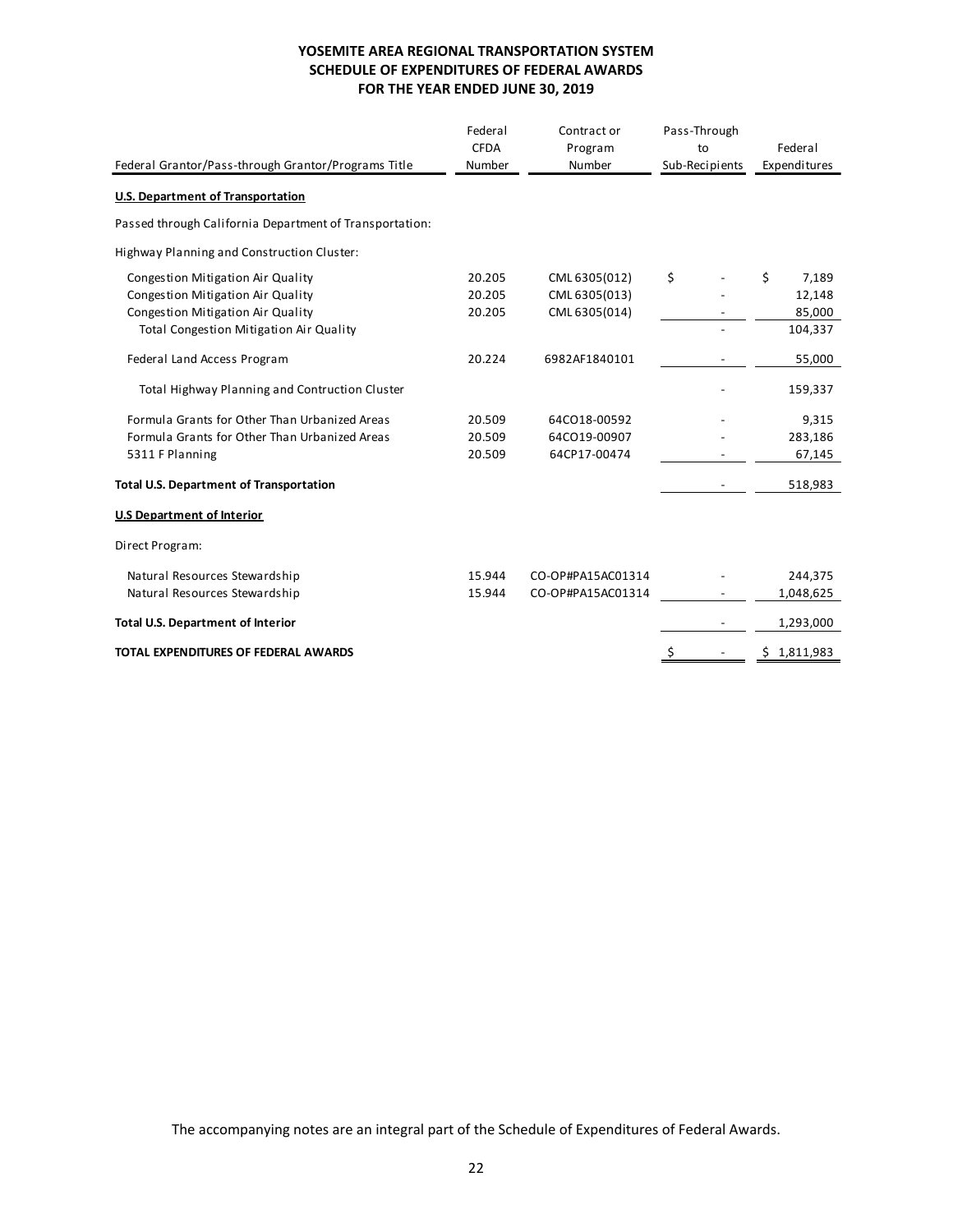# YOSEMITE AREA REGIONAL TRANSPORTATION SYSTEM
## SCHEDULE OF EXPENDITURES OF FEDERAL AWARDS
## FOR THE YEAR ENDED JUNE 30, 2019

| Federal Grantor/Pass-through Grantor/Programs Title | Federal CFDA Number | Contract or Program Number | Pass-Through to Sub-Recipients | Federal Expenditures |
|---|---|---|---|---|
| **U.S. Department of Transportation** | | | | |
| Passed through California Department of Transportation: | | | | |
| Highway Planning and Construction Cluster: | | | | |
| Congestion Mitigation Air Quality | 20.205 | CML 6305(012) | $ - | $ 7,189 |
| Congestion Mitigation Air Quality | 20.205 | CML 6305(013) | - | 12,148 |
| Congestion Mitigation Air Quality | 20.205 | CML 6305(014) | - | 85,000 |
| Total Congestion Mitigation Air Quality | | | - | 104,337 |
| Federal Land Access Program | 20.224 | 6982AF1840101 | - | 55,000 |
| Total Highway Planning and Contruction Cluster | | | - | 159,337 |
| Formula Grants for Other Than Urbanized Areas | 20.509 | 64CO18-00592 | - | 9,315 |
| Formula Grants for Other Than Urbanized Areas | 20.509 | 64CO19-00907 | - | 283,186 |
| 5311 F Planning | 20.509 | 64CP17-00474 | - | 67,145 |
| **Total U.S. Department of Transportation** | | | - | 518,983 |
| **U.S Department of Interior** | | | | |
| Direct Program: | | | | |
| Natural Resources Stewardship | 15.944 | CO-OP#PA15AC01314 | - | 244,375 |
| Natural Resources Stewardship | 15.944 | CO-OP#PA15AC01314 | - | 1,048,625 |
| **Total U.S. Department of Interior** | | | - | 1,293,000 |
| **TOTAL EXPENDITURES OF FEDERAL AWARDS** | | | $ - | $ 1,811,983 |

The accompanying notes are an integral part of the Schedule of Expenditures of Federal Awards.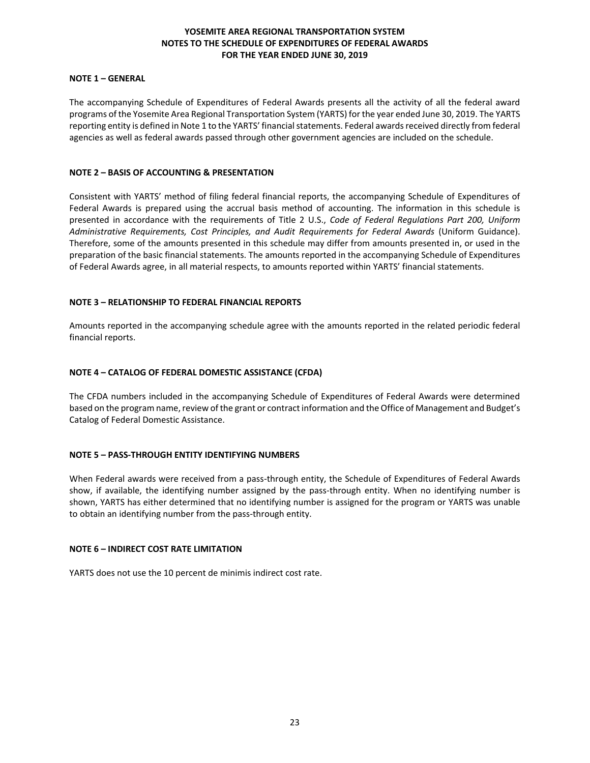# YOSEMITE AREA REGIONAL TRANSPORTATION SYSTEM
# NOTES TO THE SCHEDULE OF EXPENDITURES OF FEDERAL AWARDS
# FOR THE YEAR ENDED JUNE 30, 2019

## NOTE 1 – GENERAL

The accompanying Schedule of Expenditures of Federal Awards presents all the activity of all the federal award programs of the Yosemite Area Regional Transportation System (YARTS) for the year ended June 30, 2019. The YARTS reporting entity is defined in Note 1 to the YARTS' financial statements. Federal awards received directly from federal agencies as well as federal awards passed through other government agencies are included on the schedule.

## NOTE 2 – BASIS OF ACCOUNTING & PRESENTATION

Consistent with YARTS' method of filing federal financial reports, the accompanying Schedule of Expenditures of Federal Awards is prepared using the accrual basis method of accounting. The information in this schedule is presented in accordance with the requirements of Title 2 U.S., *Code of Federal Regulations Part 200, Uniform Administrative Requirements, Cost Principles, and Audit Requirements for Federal Awards* (Uniform Guidance). Therefore, some of the amounts presented in this schedule may differ from amounts presented in, or used in the preparation of the basic financial statements. The amounts reported in the accompanying Schedule of Expenditures of Federal Awards agree, in all material respects, to amounts reported within YARTS' financial statements.

## NOTE 3 – RELATIONSHIP TO FEDERAL FINANCIAL REPORTS

Amounts reported in the accompanying schedule agree with the amounts reported in the related periodic federal financial reports.

## NOTE 4 – CATALOG OF FEDERAL DOMESTIC ASSISTANCE (CFDA)

The CFDA numbers included in the accompanying Schedule of Expenditures of Federal Awards were determined based on the program name, review of the grant or contract information and the Office of Management and Budget's Catalog of Federal Domestic Assistance.

## NOTE 5 – PASS-THROUGH ENTITY IDENTIFYING NUMBERS

When Federal awards were received from a pass-through entity, the Schedule of Expenditures of Federal Awards show, if available, the identifying number assigned by the pass-through entity. When no identifying number is shown, YARTS has either determined that no identifying number is assigned for the program or YARTS was unable to obtain an identifying number from the pass-through entity.

## NOTE 6 – INDIRECT COST RATE LIMITATION

YARTS does not use the 10 percent de minimis indirect cost rate.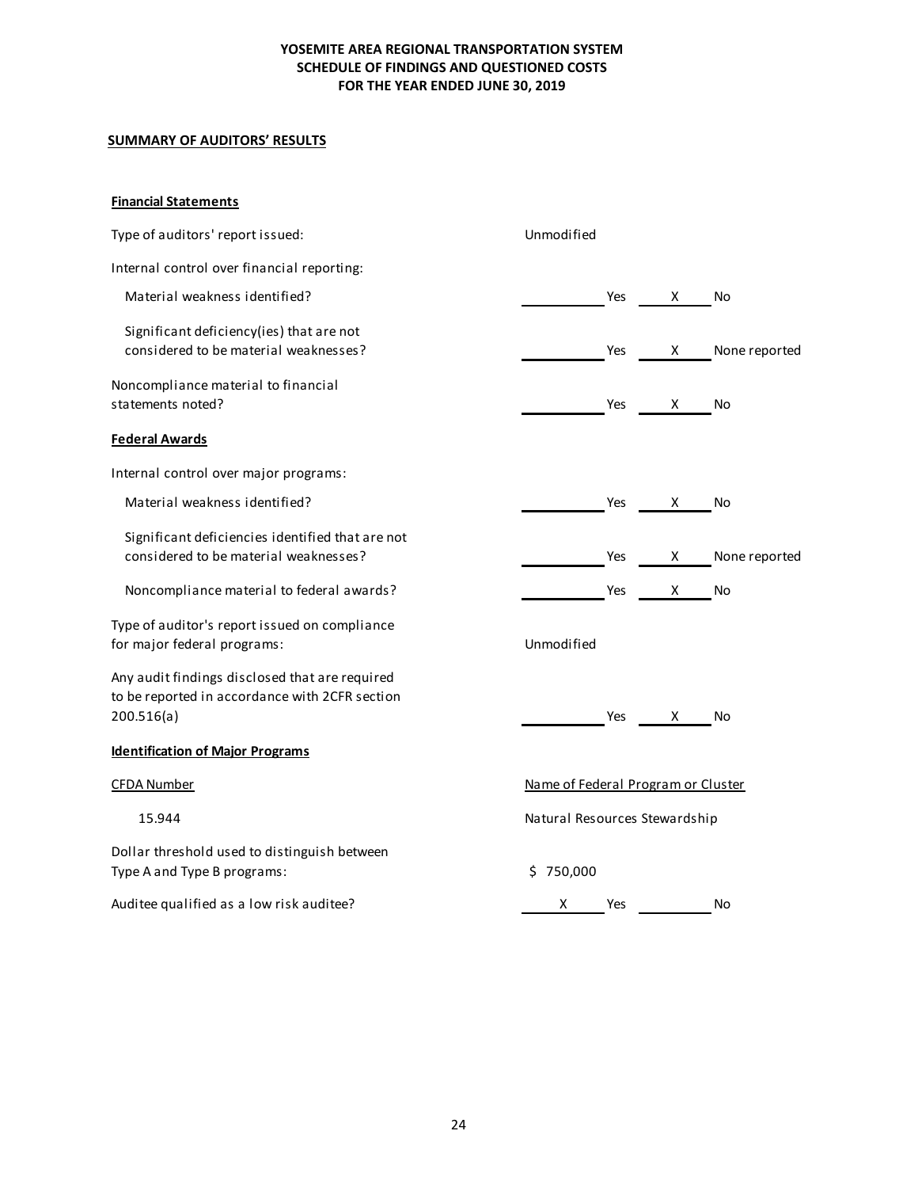# YOSEMITE AREA REGIONAL TRANSPORTATION SYSTEM
## SCHEDULE OF FINDINGS AND QUESTIONED COSTS
## FOR THE YEAR ENDED JUNE 30, 2019

**SUMMARY OF AUDITORS' RESULTS**

**Financial Statements**

| | | | | |
|---|---|---|---|---|
| Type of auditors' report issued: | Unmodified | | | |
| Internal control over financial reporting: | | | | |
| Material weakness identified? | | Yes | X | No |
| Significant deficiency(ies) that are not considered to be material weaknesses? | | Yes | X | None reported |
| Noncompliance material to financial statements noted? | | Yes | X | No |

**Federal Awards**

| | | | | |
|---|---|---|---|---|
| Internal control over major programs: | | | | |
| Material weakness identified? | | Yes | X | No |
| Significant deficiencies identified that are not considered to be material weaknesses? | | Yes | X | None reported |
| Noncompliance material to federal awards? | | Yes | X | No |
| Type of auditor's report issued on compliance for major federal programs: | Unmodified | | | |
| Any audit findings disclosed that are required to be reported in accordance with 2CFR section 200.516(a) | | Yes | X | No |

**Identification of Major Programs**

| CFDA Number | Name of Federal Program or Cluster |
|---|---|
| 15.944 | Natural Resources Stewardship |

| | | | | |
|---|---|---|---|---|
| Dollar threshold used to distinguish between Type A and Type B programs: | $ 750,000 | | | |
| Auditee qualified as a low risk auditee? | X | Yes | | No |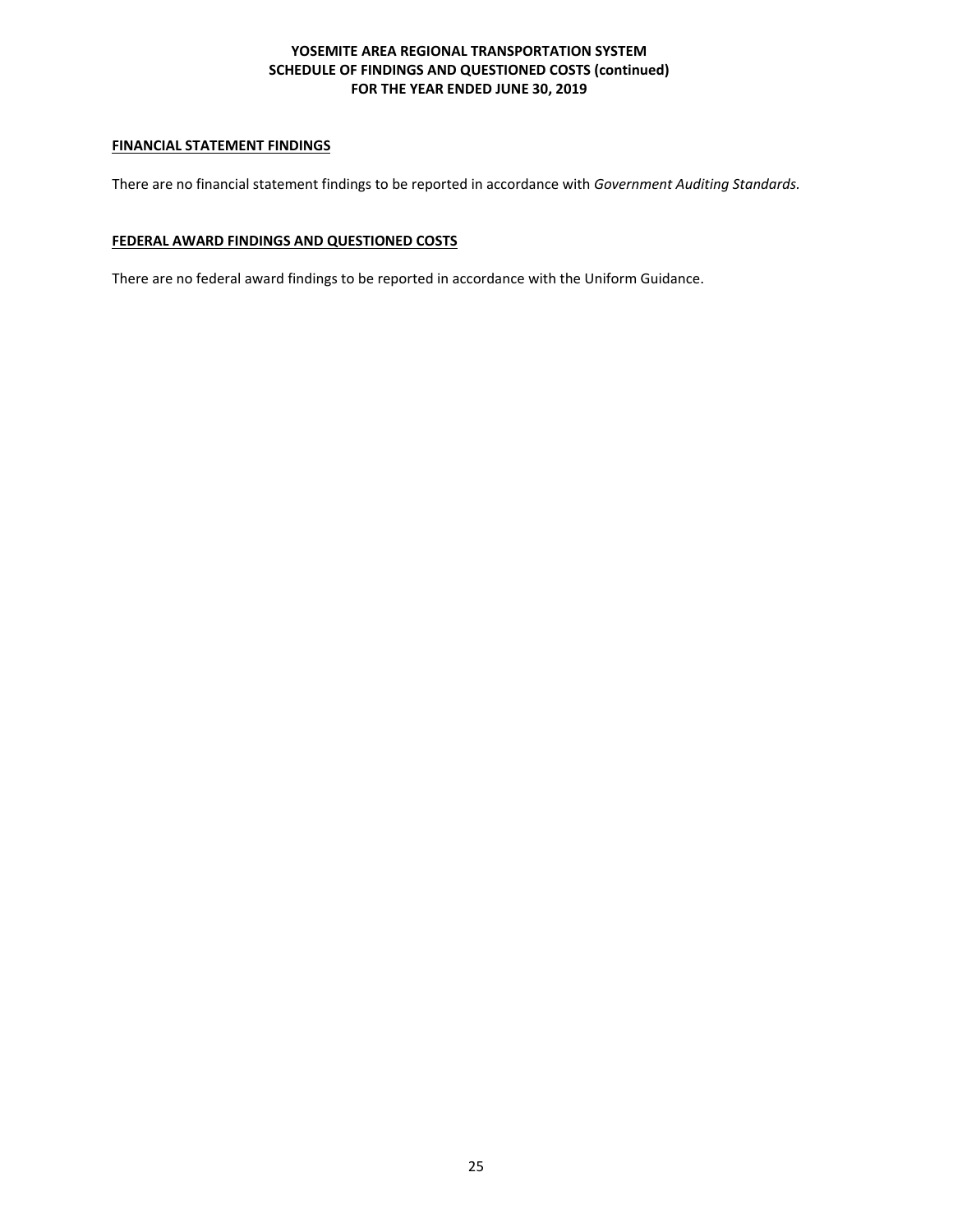# YOSEMITE AREA REGIONAL TRANSPORTATION SYSTEM
## SCHEDULE OF FINDINGS AND QUESTIONED COSTS (continued)
## FOR THE YEAR ENDED JUNE 30, 2019

**FINANCIAL STATEMENT FINDINGS**

There are no financial statement findings to be reported in accordance with *Government Auditing Standards*.

**FEDERAL AWARD FINDINGS AND QUESTIONED COSTS**

There are no federal award findings to be reported in accordance with the Uniform Guidance.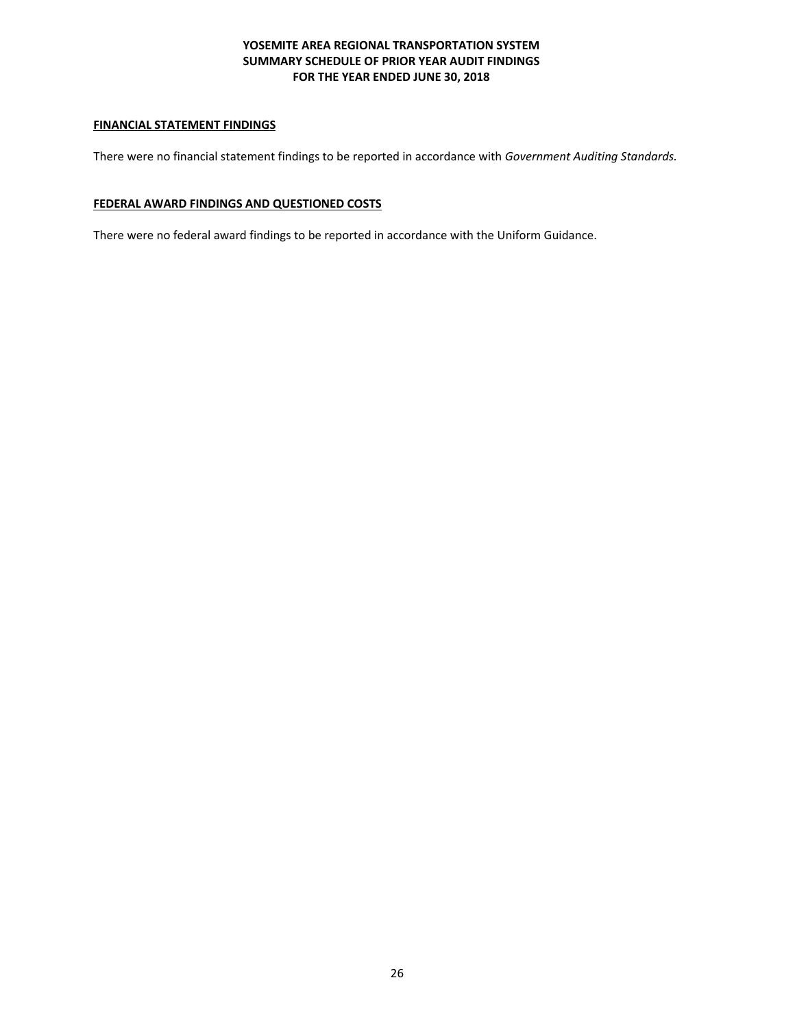# YOSEMITE AREA REGIONAL TRANSPORTATION SYSTEM
# SUMMARY SCHEDULE OF PRIOR YEAR AUDIT FINDINGS
# FOR THE YEAR ENDED JUNE 30, 2018

## FINANCIAL STATEMENT FINDINGS

There were no financial statement findings to be reported in accordance with *Government Auditing Standards.*

## FEDERAL AWARD FINDINGS AND QUESTIONED COSTS

There were no federal award findings to be reported in accordance with the Uniform Guidance.